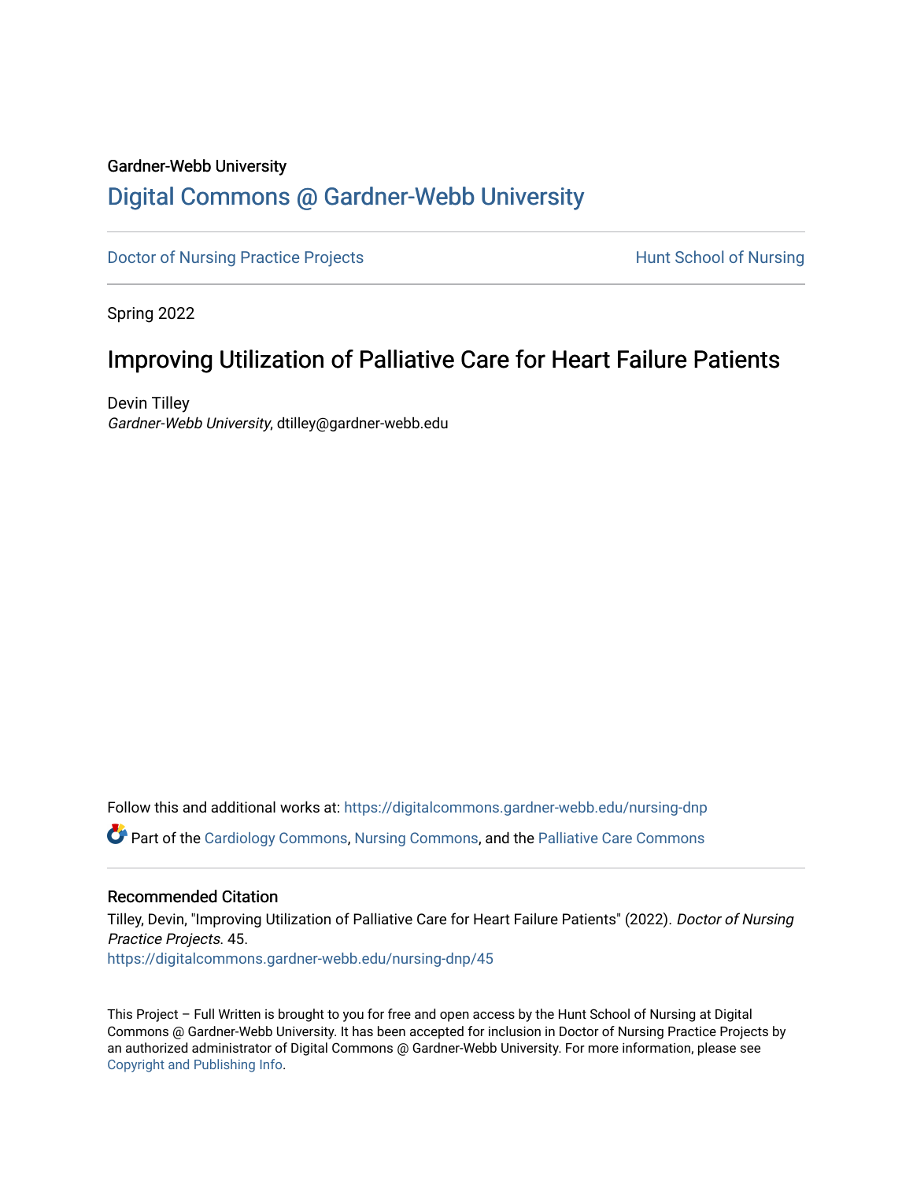Gardner-Webb University

# Digital Commons @ Gardner-Webb University

Doctor of Nursing Practice Projects | Hunt School of Nursing

Spring 2022

## Improving Utilization of Palliative Care for Heart Failure Patients

Devin Tilley
*Gardner-Webb University*, dtilley@gardner-webb.edu

Follow this and additional works at: https://digitalcommons.gardner-webb.edu/nursing-dnp

Part of the Cardiology Commons, Nursing Commons, and the Palliative Care Commons

### Recommended Citation

Tilley, Devin, "Improving Utilization of Palliative Care for Heart Failure Patients" (2022). *Doctor of Nursing Practice Projects*. 45.
https://digitalcommons.gardner-webb.edu/nursing-dnp/45

This Project – Full Written is brought to you for free and open access by the Hunt School of Nursing at Digital Commons @ Gardner-Webb University. It has been accepted for inclusion in Doctor of Nursing Practice Projects by an authorized administrator of Digital Commons @ Gardner-Webb University. For more information, please see Copyright and Publishing Info.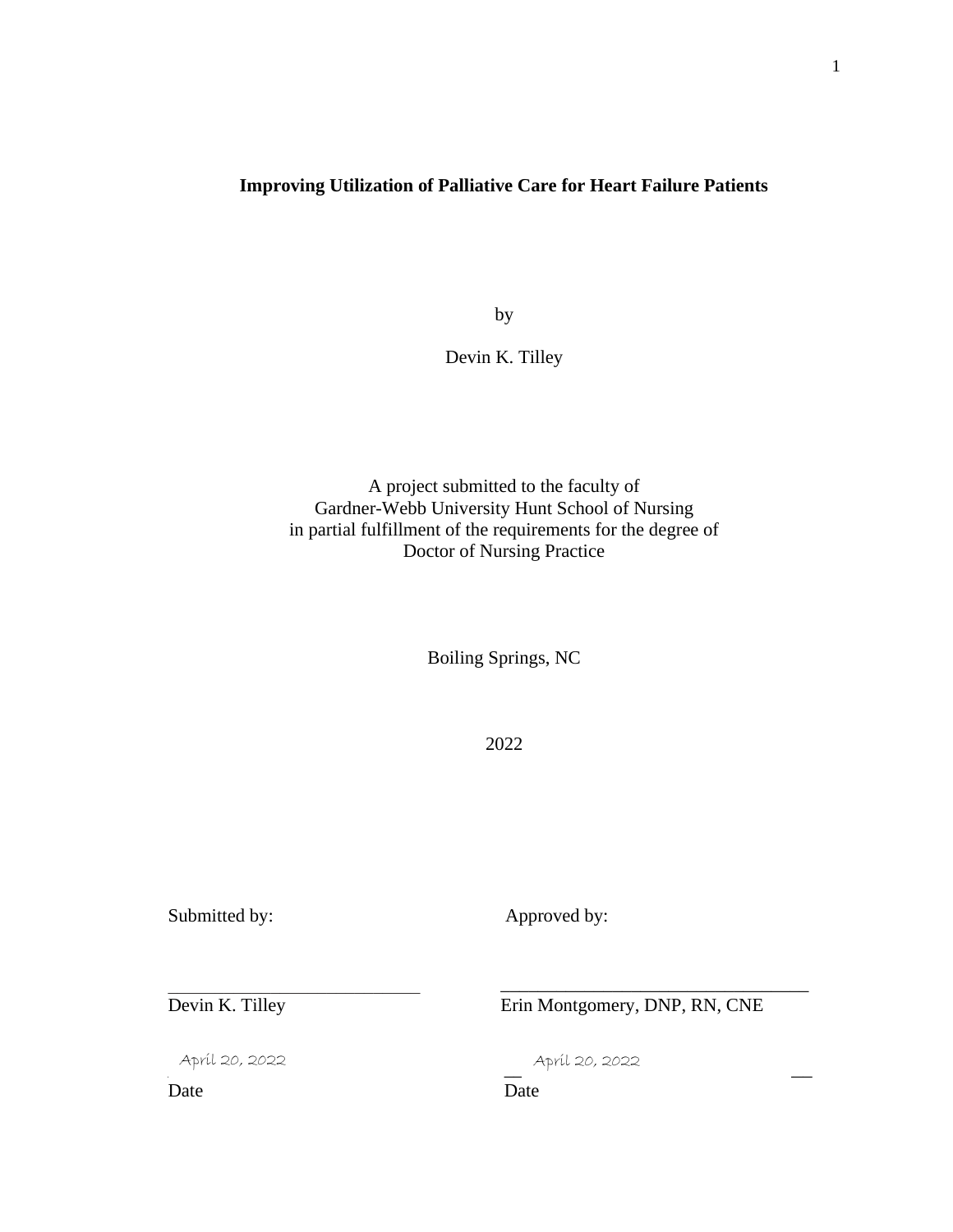**Improving Utilization of Palliative Care for Heart Failure Patients**

by

Devin K. Tilley

A project submitted to the faculty of
Gardner-Webb University Hunt School of Nursing
in partial fulfillment of the requirements for the degree of
Doctor of Nursing Practice

Boiling Springs, NC

2022

| Submitted by: | Approved by: |
| --- | --- |
| ____________________________ | ____________________________ |
| Devin K. Tilley | Erin Montgomery, DNP, RN, CNE |
| April 20, 2022 | April 20, 2022 |
| Date | Date |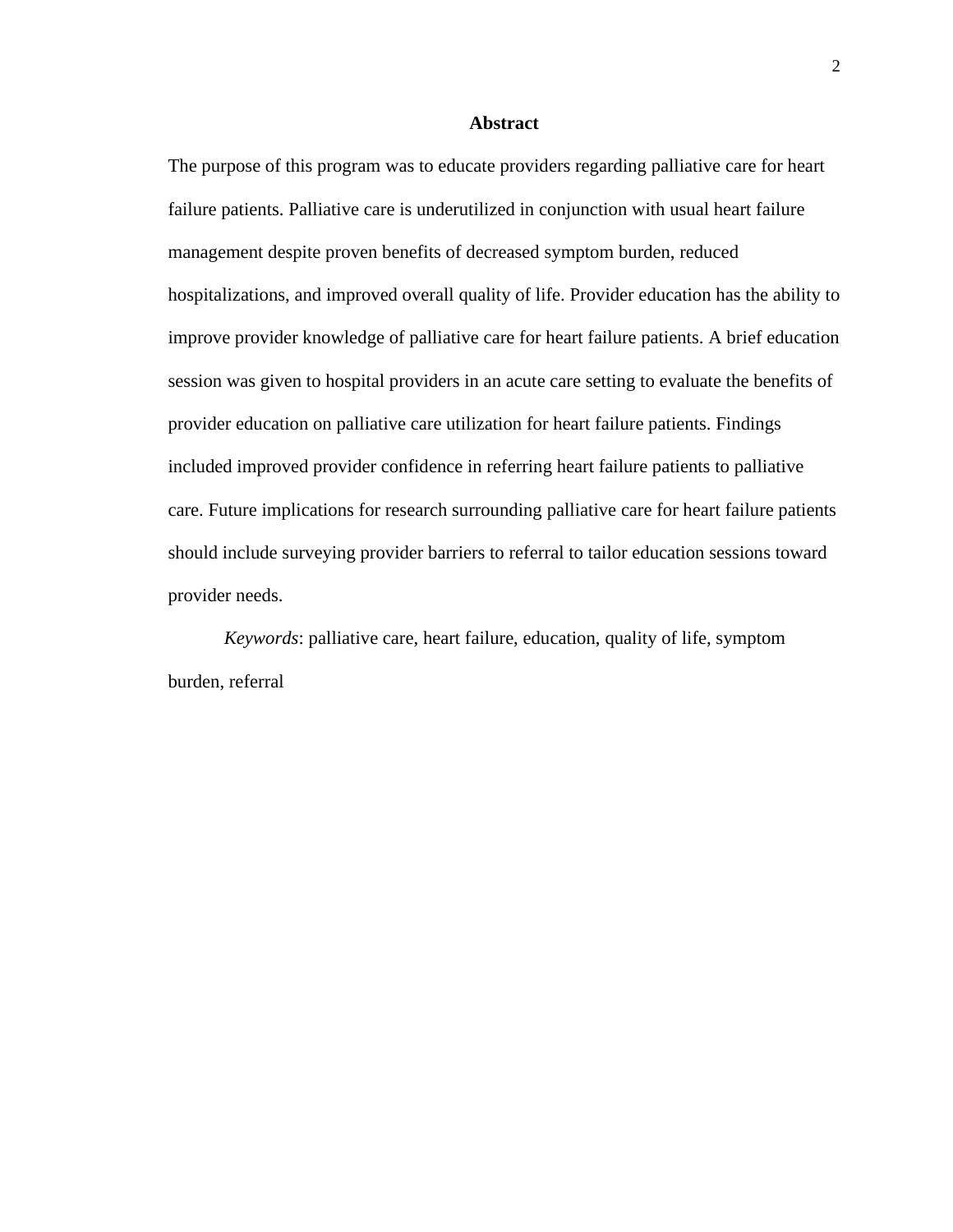# Abstract

The purpose of this program was to educate providers regarding palliative care for heart failure patients. Palliative care is underutilized in conjunction with usual heart failure management despite proven benefits of decreased symptom burden, reduced hospitalizations, and improved overall quality of life. Provider education has the ability to improve provider knowledge of palliative care for heart failure patients. A brief education session was given to hospital providers in an acute care setting to evaluate the benefits of provider education on palliative care utilization for heart failure patients. Findings included improved provider confidence in referring heart failure patients to palliative care. Future implications for research surrounding palliative care for heart failure patients should include surveying provider barriers to referral to tailor education sessions toward provider needs.

*Keywords*: palliative care, heart failure, education, quality of life, symptom burden, referral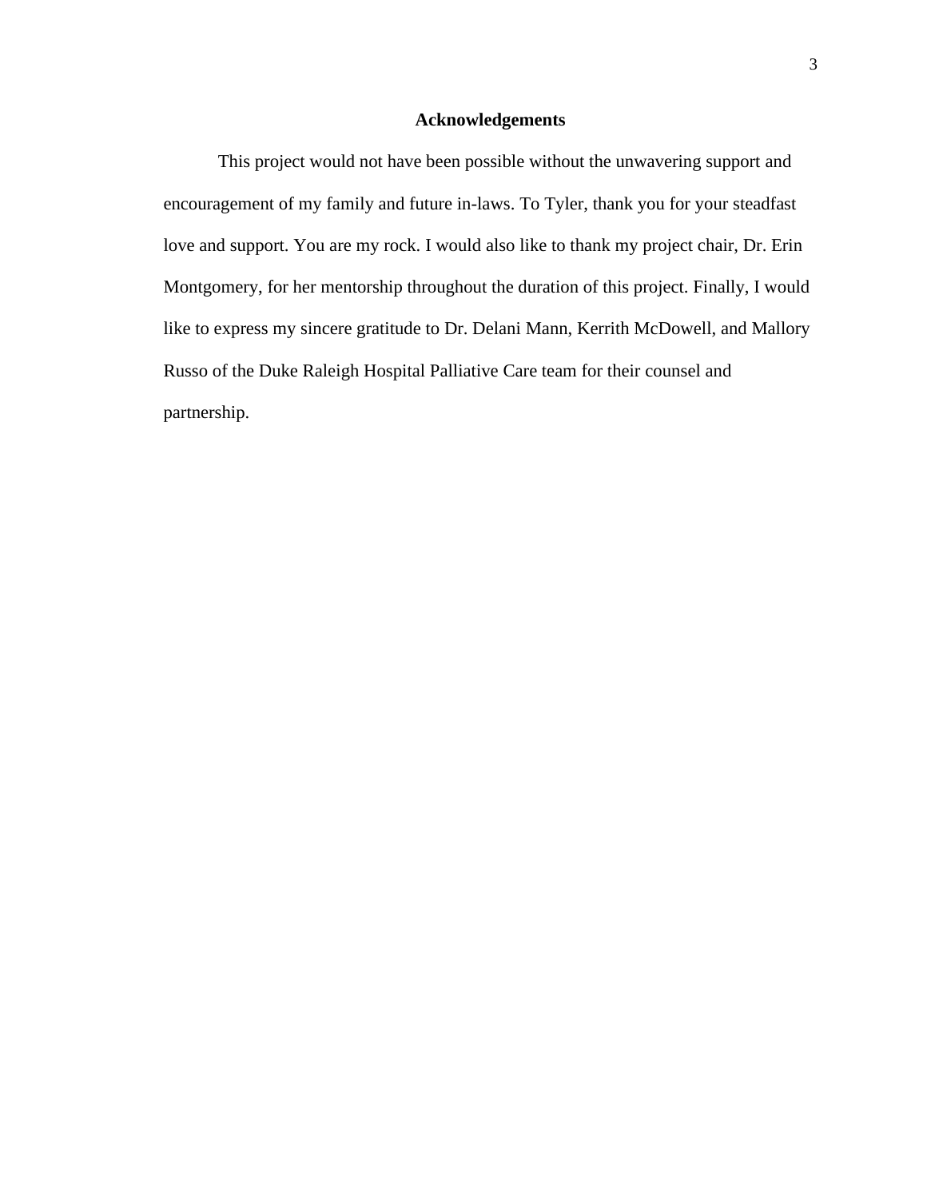## Acknowledgements

This project would not have been possible without the unwavering support and encouragement of my family and future in-laws. To Tyler, thank you for your steadfast love and support. You are my rock. I would also like to thank my project chair, Dr. Erin Montgomery, for her mentorship throughout the duration of this project. Finally, I would like to express my sincere gratitude to Dr. Delani Mann, Kerrith McDowell, and Mallory Russo of the Duke Raleigh Hospital Palliative Care team for their counsel and partnership.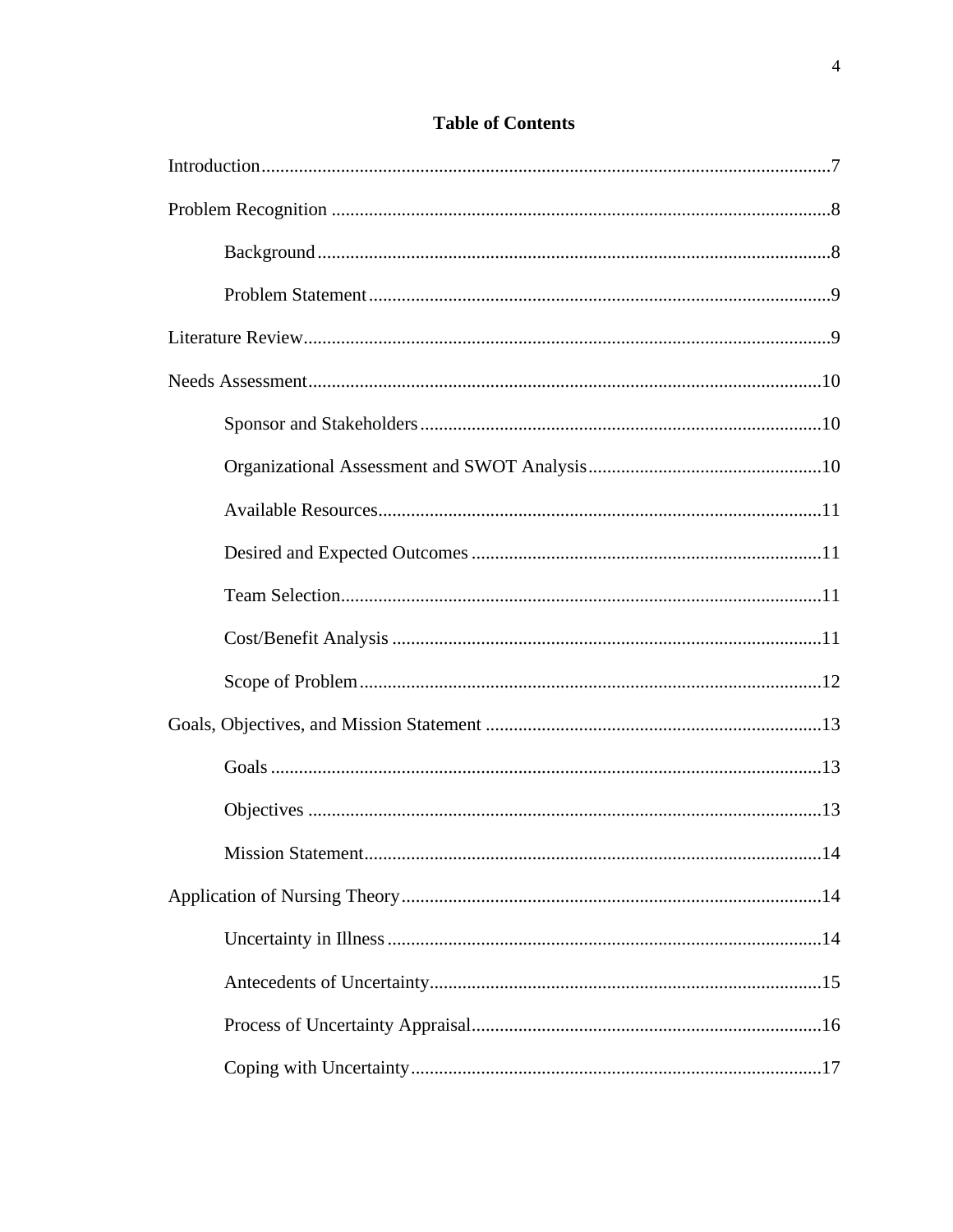# Table of Contents

Introduction.......................................................................................................................7

Problem Recognition ..........................................................................................................8

- Background.............................................................................................................8
- Problem Statement...................................................................................................9

Literature Review................................................................................................................9

Needs Assessment.............................................................................................................10

- Sponsor and Stakeholders......................................................................................10
- Organizational Assessment and SWOT Analysis..................................................10
- Available Resources..............................................................................................11
- Desired and Expected Outcomes ..........................................................................11
- Team Selection......................................................................................................11
- Cost/Benefit Analysis ...........................................................................................11
- Scope of Problem..................................................................................................12

Goals, Objectives, and Mission Statement .......................................................................13

- Goals .....................................................................................................................13
- Objectives .............................................................................................................13
- Mission Statement.................................................................................................14

Application of Nursing Theory.........................................................................................14

- Uncertainty in Illness............................................................................................14
- Antecedents of Uncertainty...................................................................................15
- Process of Uncertainty Appraisal..........................................................................16
- Coping with Uncertainty.......................................................................................17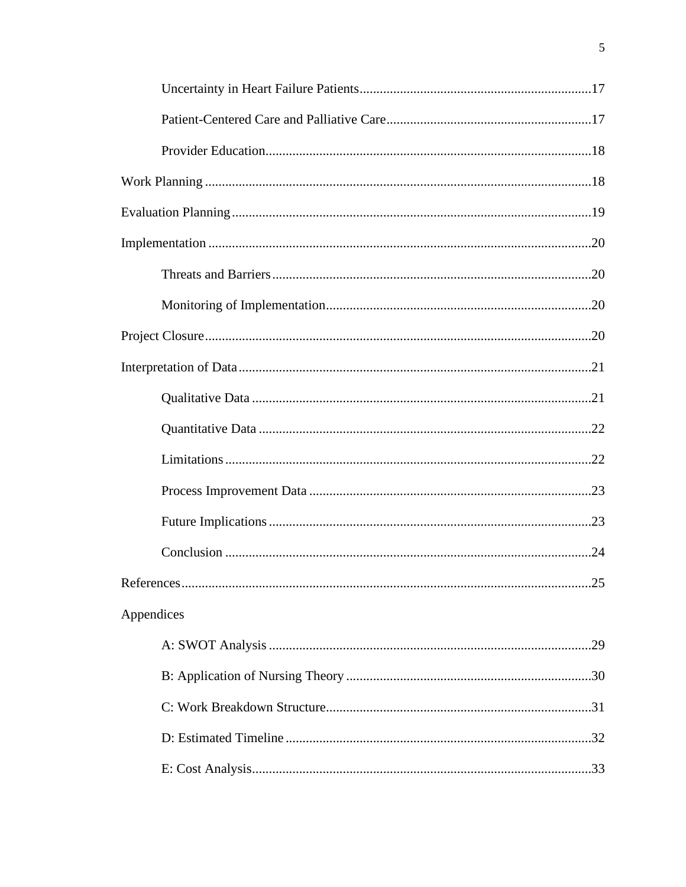Uncertainty in Heart Failure Patients....................................................................17

Patient-Centered Care and Palliative Care............................................................17

Provider Education................................................................................................18

Work Planning ..................................................................................................................18

Evaluation Planning..........................................................................................................19

Implementation .................................................................................................................20

Threats and Barriers..............................................................................................20

Monitoring of Implementation..............................................................................20

Project Closure..................................................................................................................20

Interpretation of Data........................................................................................................21

Qualitative Data ....................................................................................................21

Quantitative Data ..................................................................................................22

Limitations............................................................................................................22

Process Improvement Data ...................................................................................23

Future Implications...............................................................................................23

Conclusion ............................................................................................................24

References.........................................................................................................................25

Appendices

A: SWOT Analysis ...............................................................................................29

B: Application of Nursing Theory .........................................................................30

C: Work Breakdown Structure..............................................................................31

D: Estimated Timeline ..........................................................................................32

E: Cost Analysis....................................................................................................33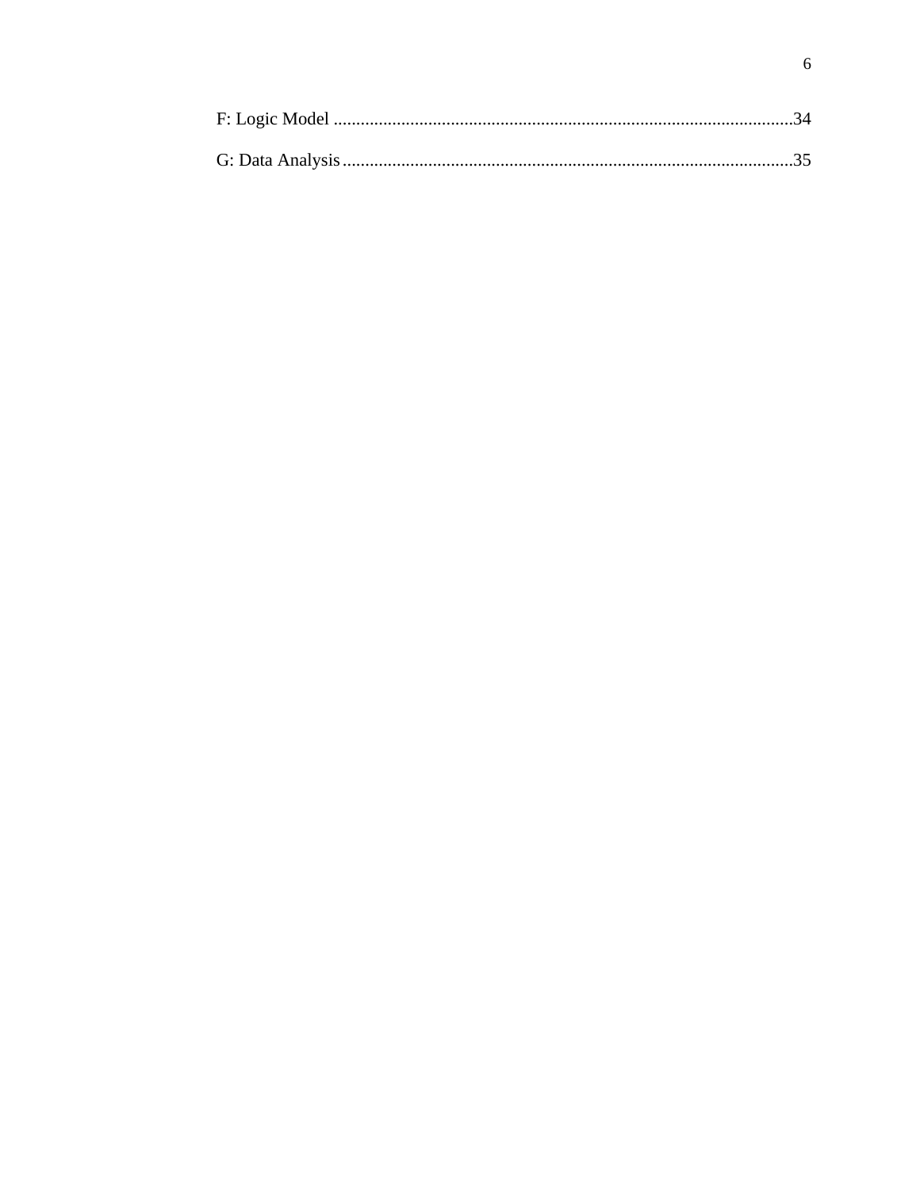F: Logic Model ....................................................................................................34

G: Data Analysis..................................................................................................35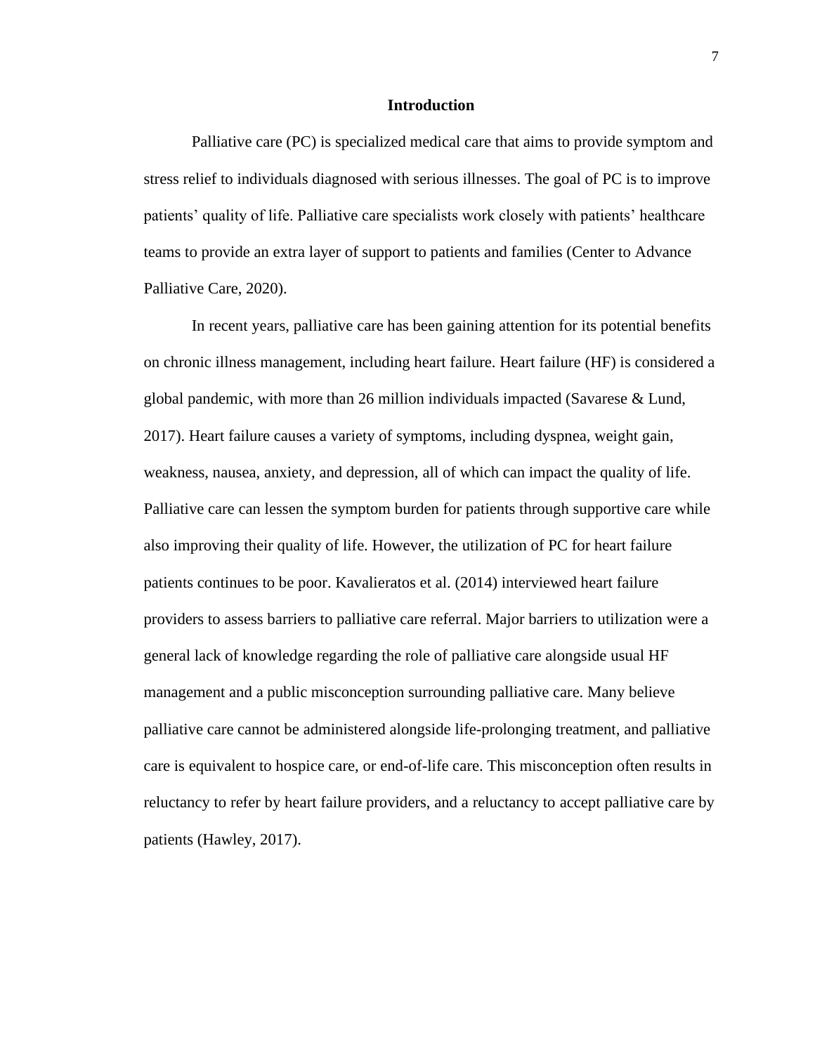# Introduction

Palliative care (PC) is specialized medical care that aims to provide symptom and stress relief to individuals diagnosed with serious illnesses. The goal of PC is to improve patients' quality of life. Palliative care specialists work closely with patients' healthcare teams to provide an extra layer of support to patients and families (Center to Advance Palliative Care, 2020).

In recent years, palliative care has been gaining attention for its potential benefits on chronic illness management, including heart failure. Heart failure (HF) is considered a global pandemic, with more than 26 million individuals impacted (Savarese & Lund, 2017). Heart failure causes a variety of symptoms, including dyspnea, weight gain, weakness, nausea, anxiety, and depression, all of which can impact the quality of life. Palliative care can lessen the symptom burden for patients through supportive care while also improving their quality of life. However, the utilization of PC for heart failure patients continues to be poor. Kavalieratos et al. (2014) interviewed heart failure providers to assess barriers to palliative care referral. Major barriers to utilization were a general lack of knowledge regarding the role of palliative care alongside usual HF management and a public misconception surrounding palliative care. Many believe palliative care cannot be administered alongside life-prolonging treatment, and palliative care is equivalent to hospice care, or end-of-life care. This misconception often results in reluctancy to refer by heart failure providers, and a reluctancy to accept palliative care by patients (Hawley, 2017).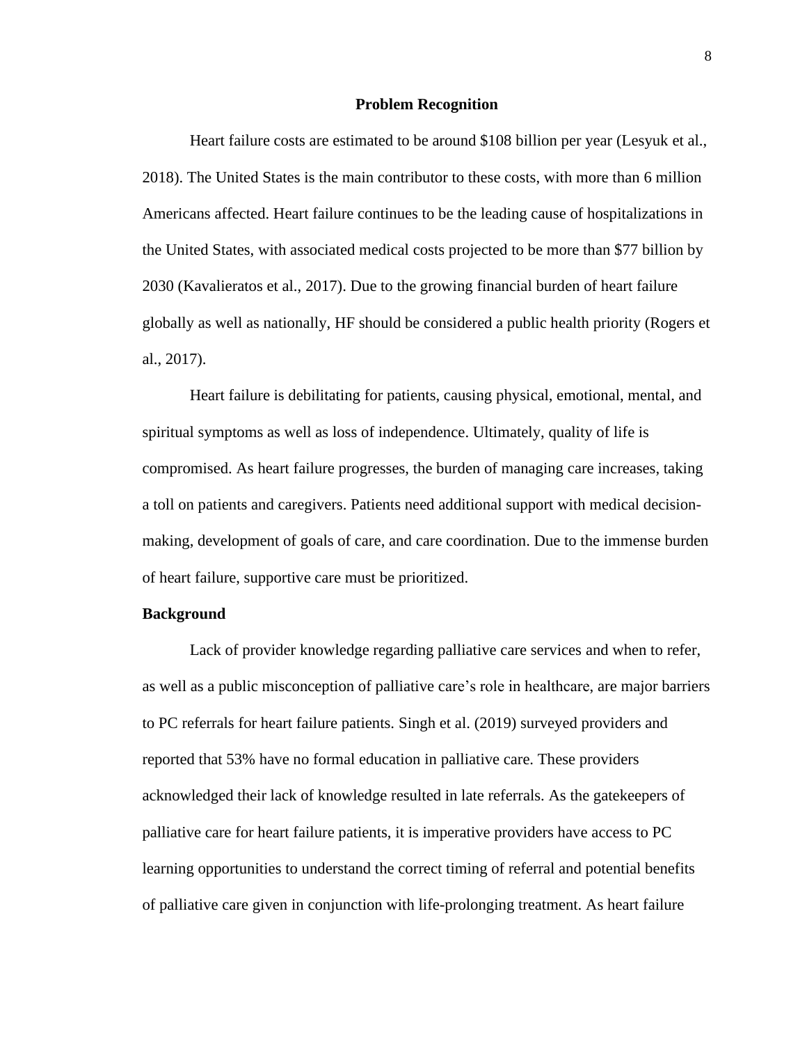## Problem Recognition

Heart failure costs are estimated to be around $108 billion per year (Lesyuk et al., 2018). The United States is the main contributor to these costs, with more than 6 million Americans affected. Heart failure continues to be the leading cause of hospitalizations in the United States, with associated medical costs projected to be more than $77 billion by 2030 (Kavalieratos et al., 2017). Due to the growing financial burden of heart failure globally as well as nationally, HF should be considered a public health priority (Rogers et al., 2017).

Heart failure is debilitating for patients, causing physical, emotional, mental, and spiritual symptoms as well as loss of independence. Ultimately, quality of life is compromised. As heart failure progresses, the burden of managing care increases, taking a toll on patients and caregivers. Patients need additional support with medical decision-making, development of goals of care, and care coordination. Due to the immense burden of heart failure, supportive care must be prioritized.

### Background

Lack of provider knowledge regarding palliative care services and when to refer, as well as a public misconception of palliative care's role in healthcare, are major barriers to PC referrals for heart failure patients. Singh et al. (2019) surveyed providers and reported that 53% have no formal education in palliative care. These providers acknowledged their lack of knowledge resulted in late referrals. As the gatekeepers of palliative care for heart failure patients, it is imperative providers have access to PC learning opportunities to understand the correct timing of referral and potential benefits of palliative care given in conjunction with life-prolonging treatment. As heart failure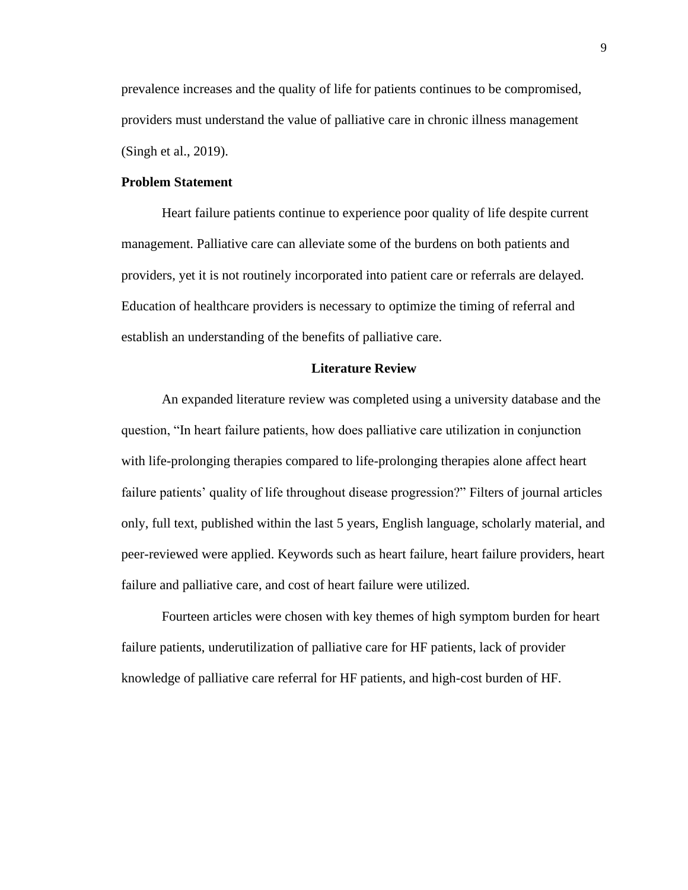prevalence increases and the quality of life for patients continues to be compromised, providers must understand the value of palliative care in chronic illness management (Singh et al., 2019).

**Problem Statement**

Heart failure patients continue to experience poor quality of life despite current management. Palliative care can alleviate some of the burdens on both patients and providers, yet it is not routinely incorporated into patient care or referrals are delayed. Education of healthcare providers is necessary to optimize the timing of referral and establish an understanding of the benefits of palliative care.

## Literature Review

An expanded literature review was completed using a university database and the question, "In heart failure patients, how does palliative care utilization in conjunction with life-prolonging therapies compared to life-prolonging therapies alone affect heart failure patients' quality of life throughout disease progression?" Filters of journal articles only, full text, published within the last 5 years, English language, scholarly material, and peer-reviewed were applied. Keywords such as heart failure, heart failure providers, heart failure and palliative care, and cost of heart failure were utilized.

Fourteen articles were chosen with key themes of high symptom burden for heart failure patients, underutilization of palliative care for HF patients, lack of provider knowledge of palliative care referral for HF patients, and high-cost burden of HF.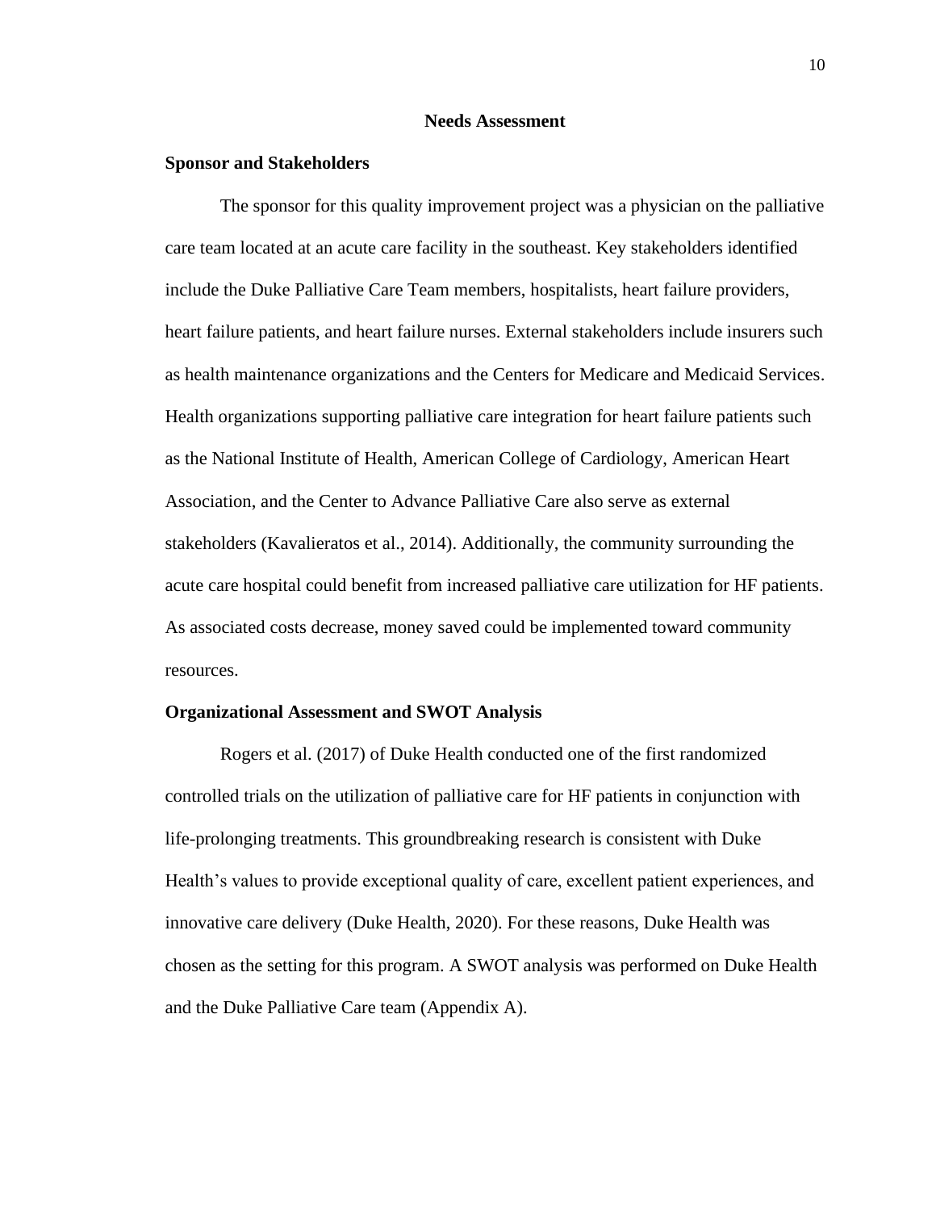## Needs Assessment

### Sponsor and Stakeholders

The sponsor for this quality improvement project was a physician on the palliative care team located at an acute care facility in the southeast. Key stakeholders identified include the Duke Palliative Care Team members, hospitalists, heart failure providers, heart failure patients, and heart failure nurses. External stakeholders include insurers such as health maintenance organizations and the Centers for Medicare and Medicaid Services. Health organizations supporting palliative care integration for heart failure patients such as the National Institute of Health, American College of Cardiology, American Heart Association, and the Center to Advance Palliative Care also serve as external stakeholders (Kavalieratos et al., 2014). Additionally, the community surrounding the acute care hospital could benefit from increased palliative care utilization for HF patients. As associated costs decrease, money saved could be implemented toward community resources.

### Organizational Assessment and SWOT Analysis

Rogers et al. (2017) of Duke Health conducted one of the first randomized controlled trials on the utilization of palliative care for HF patients in conjunction with life-prolonging treatments. This groundbreaking research is consistent with Duke Health's values to provide exceptional quality of care, excellent patient experiences, and innovative care delivery (Duke Health, 2020). For these reasons, Duke Health was chosen as the setting for this program. A SWOT analysis was performed on Duke Health and the Duke Palliative Care team (Appendix A).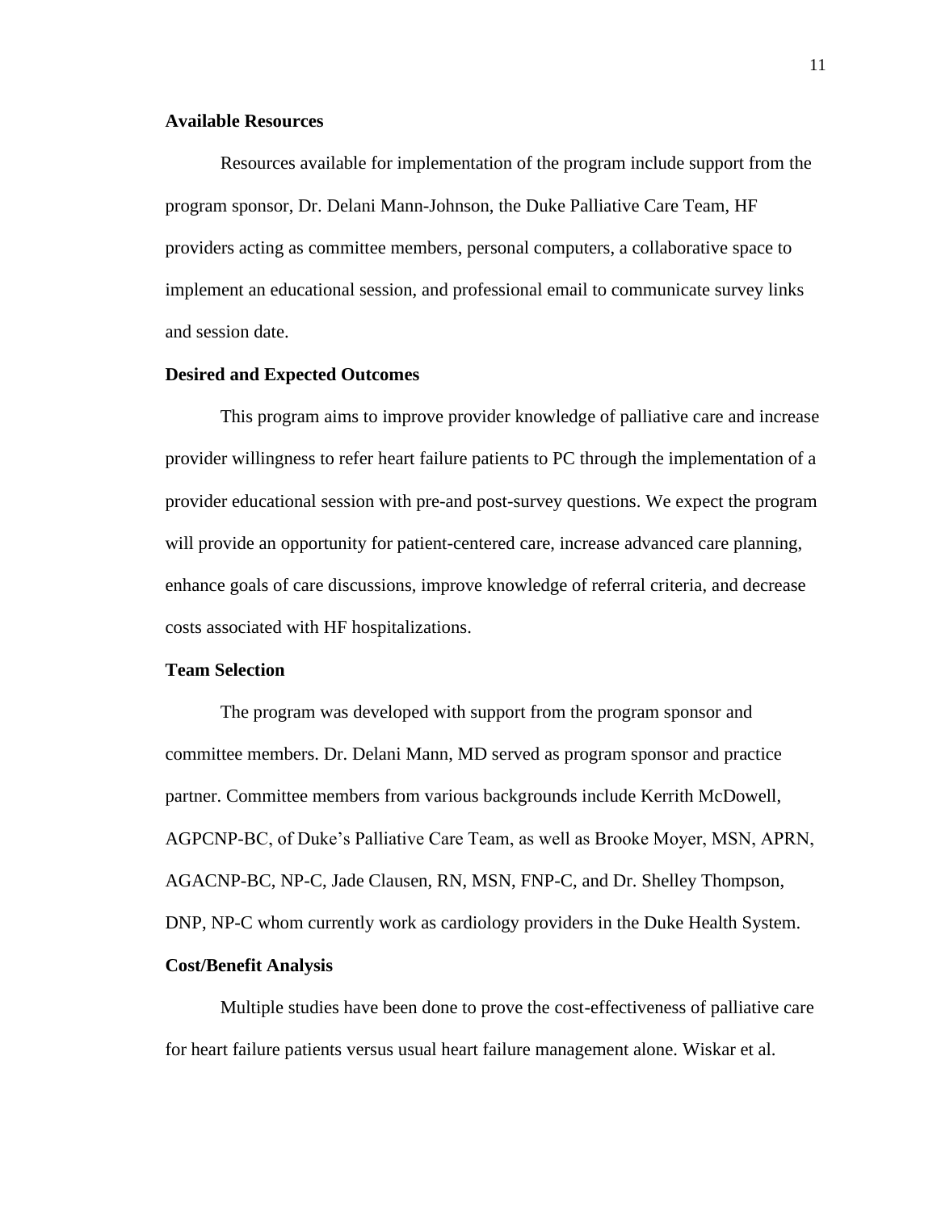### Available Resources

Resources available for implementation of the program include support from the program sponsor, Dr. Delani Mann-Johnson, the Duke Palliative Care Team, HF providers acting as committee members, personal computers, a collaborative space to implement an educational session, and professional email to communicate survey links and session date.

### Desired and Expected Outcomes

This program aims to improve provider knowledge of palliative care and increase provider willingness to refer heart failure patients to PC through the implementation of a provider educational session with pre-and post-survey questions. We expect the program will provide an opportunity for patient-centered care, increase advanced care planning, enhance goals of care discussions, improve knowledge of referral criteria, and decrease costs associated with HF hospitalizations.

### Team Selection

The program was developed with support from the program sponsor and committee members. Dr. Delani Mann, MD served as program sponsor and practice partner. Committee members from various backgrounds include Kerrith McDowell, AGPCNP-BC, of Duke's Palliative Care Team, as well as Brooke Moyer, MSN, APRN, AGACNP-BC, NP-C, Jade Clausen, RN, MSN, FNP-C, and Dr. Shelley Thompson, DNP, NP-C whom currently work as cardiology providers in the Duke Health System.

### Cost/Benefit Analysis

Multiple studies have been done to prove the cost-effectiveness of palliative care for heart failure patients versus usual heart failure management alone. Wiskar et al.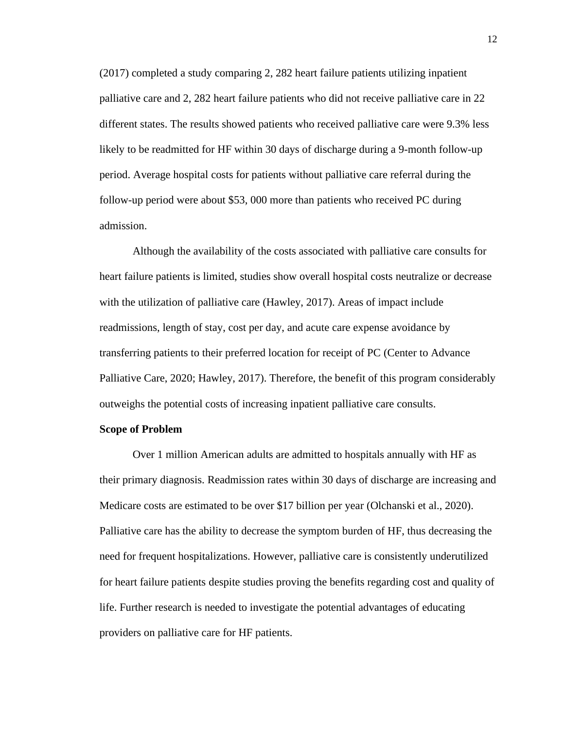(2017) completed a study comparing 2, 282 heart failure patients utilizing inpatient palliative care and 2, 282 heart failure patients who did not receive palliative care in 22 different states. The results showed patients who received palliative care were 9.3% less likely to be readmitted for HF within 30 days of discharge during a 9-month follow-up period. Average hospital costs for patients without palliative care referral during the follow-up period were about $53, 000 more than patients who received PC during admission.

Although the availability of the costs associated with palliative care consults for heart failure patients is limited, studies show overall hospital costs neutralize or decrease with the utilization of palliative care (Hawley, 2017). Areas of impact include readmissions, length of stay, cost per day, and acute care expense avoidance by transferring patients to their preferred location for receipt of PC (Center to Advance Palliative Care, 2020; Hawley, 2017). Therefore, the benefit of this program considerably outweighs the potential costs of increasing inpatient palliative care consults.

**Scope of Problem**

Over 1 million American adults are admitted to hospitals annually with HF as their primary diagnosis. Readmission rates within 30 days of discharge are increasing and Medicare costs are estimated to be over $17 billion per year (Olchanski et al., 2020). Palliative care has the ability to decrease the symptom burden of HF, thus decreasing the need for frequent hospitalizations. However, palliative care is consistently underutilized for heart failure patients despite studies proving the benefits regarding cost and quality of life. Further research is needed to investigate the potential advantages of educating providers on palliative care for HF patients.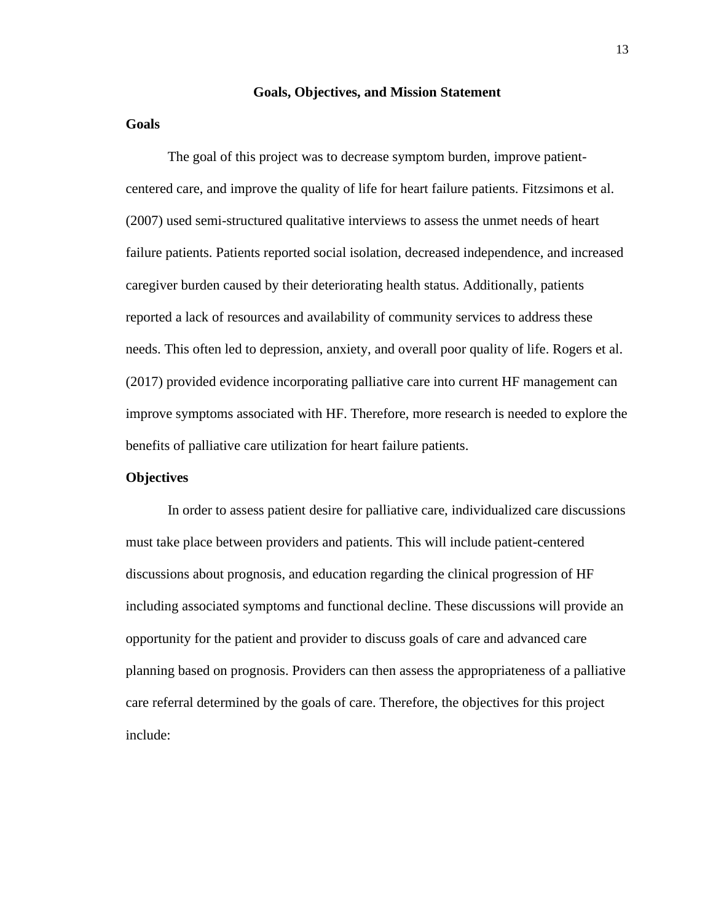## Goals, Objectives, and Mission Statement

### Goals

The goal of this project was to decrease symptom burden, improve patient-centered care, and improve the quality of life for heart failure patients. Fitzsimons et al. (2007) used semi-structured qualitative interviews to assess the unmet needs of heart failure patients. Patients reported social isolation, decreased independence, and increased caregiver burden caused by their deteriorating health status. Additionally, patients reported a lack of resources and availability of community services to address these needs. This often led to depression, anxiety, and overall poor quality of life. Rogers et al. (2017) provided evidence incorporating palliative care into current HF management can improve symptoms associated with HF. Therefore, more research is needed to explore the benefits of palliative care utilization for heart failure patients.

### Objectives

In order to assess patient desire for palliative care, individualized care discussions must take place between providers and patients. This will include patient-centered discussions about prognosis, and education regarding the clinical progression of HF including associated symptoms and functional decline. These discussions will provide an opportunity for the patient and provider to discuss goals of care and advanced care planning based on prognosis. Providers can then assess the appropriateness of a palliative care referral determined by the goals of care. Therefore, the objectives for this project include: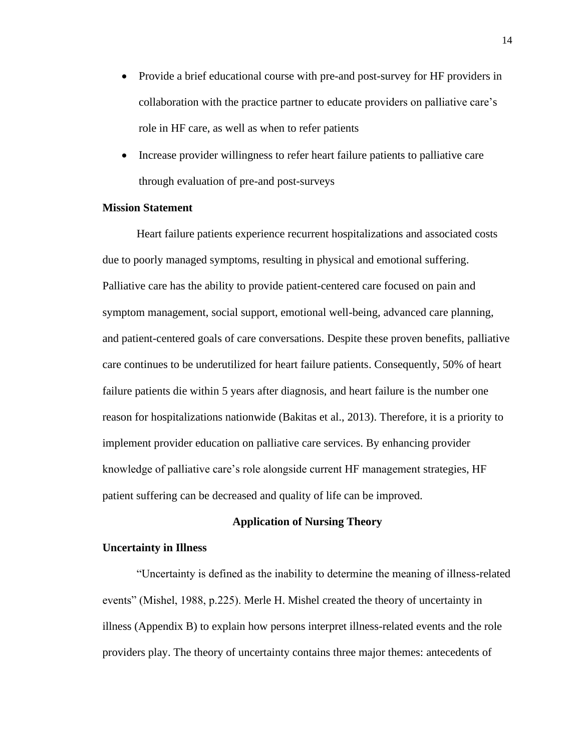- Provide a brief educational course with pre-and post-survey for HF providers in collaboration with the practice partner to educate providers on palliative care's role in HF care, as well as when to refer patients
- Increase provider willingness to refer heart failure patients to palliative care through evaluation of pre-and post-surveys

**Mission Statement**

Heart failure patients experience recurrent hospitalizations and associated costs due to poorly managed symptoms, resulting in physical and emotional suffering. Palliative care has the ability to provide patient-centered care focused on pain and symptom management, social support, emotional well-being, advanced care planning, and patient-centered goals of care conversations. Despite these proven benefits, palliative care continues to be underutilized for heart failure patients. Consequently, 50% of heart failure patients die within 5 years after diagnosis, and heart failure is the number one reason for hospitalizations nationwide (Bakitas et al., 2013). Therefore, it is a priority to implement provider education on palliative care services. By enhancing provider knowledge of palliative care's role alongside current HF management strategies, HF patient suffering can be decreased and quality of life can be improved.

## Application of Nursing Theory

**Uncertainty in Illness**

"Uncertainty is defined as the inability to determine the meaning of illness-related events" (Mishel, 1988, p.225). Merle H. Mishel created the theory of uncertainty in illness (Appendix B) to explain how persons interpret illness-related events and the role providers play. The theory of uncertainty contains three major themes: antecedents of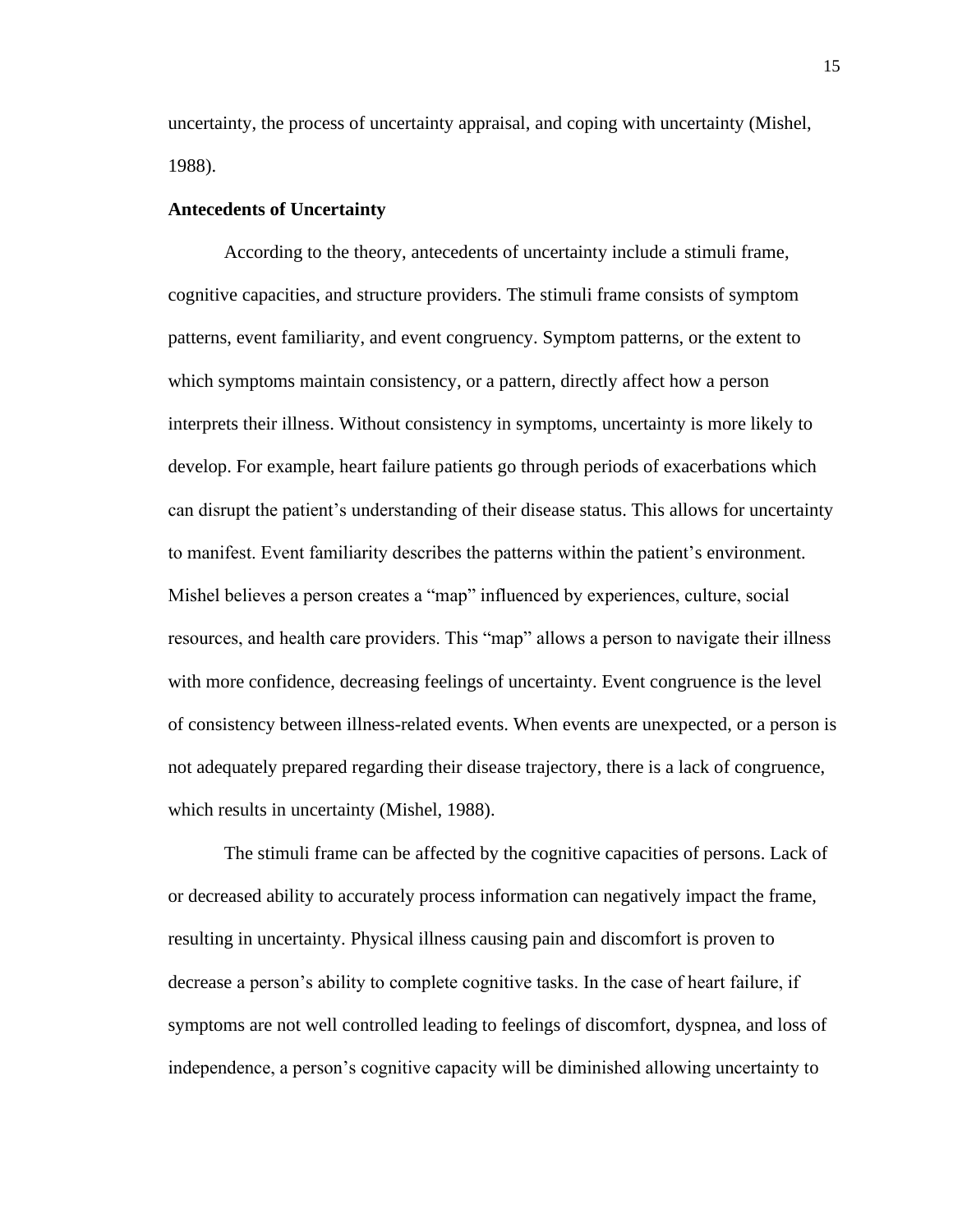uncertainty, the process of uncertainty appraisal, and coping with uncertainty (Mishel, 1988).

**Antecedents of Uncertainty**

According to the theory, antecedents of uncertainty include a stimuli frame, cognitive capacities, and structure providers. The stimuli frame consists of symptom patterns, event familiarity, and event congruency. Symptom patterns, or the extent to which symptoms maintain consistency, or a pattern, directly affect how a person interprets their illness. Without consistency in symptoms, uncertainty is more likely to develop. For example, heart failure patients go through periods of exacerbations which can disrupt the patient's understanding of their disease status. This allows for uncertainty to manifest. Event familiarity describes the patterns within the patient's environment. Mishel believes a person creates a "map" influenced by experiences, culture, social resources, and health care providers. This "map" allows a person to navigate their illness with more confidence, decreasing feelings of uncertainty. Event congruence is the level of consistency between illness-related events. When events are unexpected, or a person is not adequately prepared regarding their disease trajectory, there is a lack of congruence, which results in uncertainty (Mishel, 1988).

The stimuli frame can be affected by the cognitive capacities of persons. Lack of or decreased ability to accurately process information can negatively impact the frame, resulting in uncertainty. Physical illness causing pain and discomfort is proven to decrease a person's ability to complete cognitive tasks. In the case of heart failure, if symptoms are not well controlled leading to feelings of discomfort, dyspnea, and loss of independence, a person's cognitive capacity will be diminished allowing uncertainty to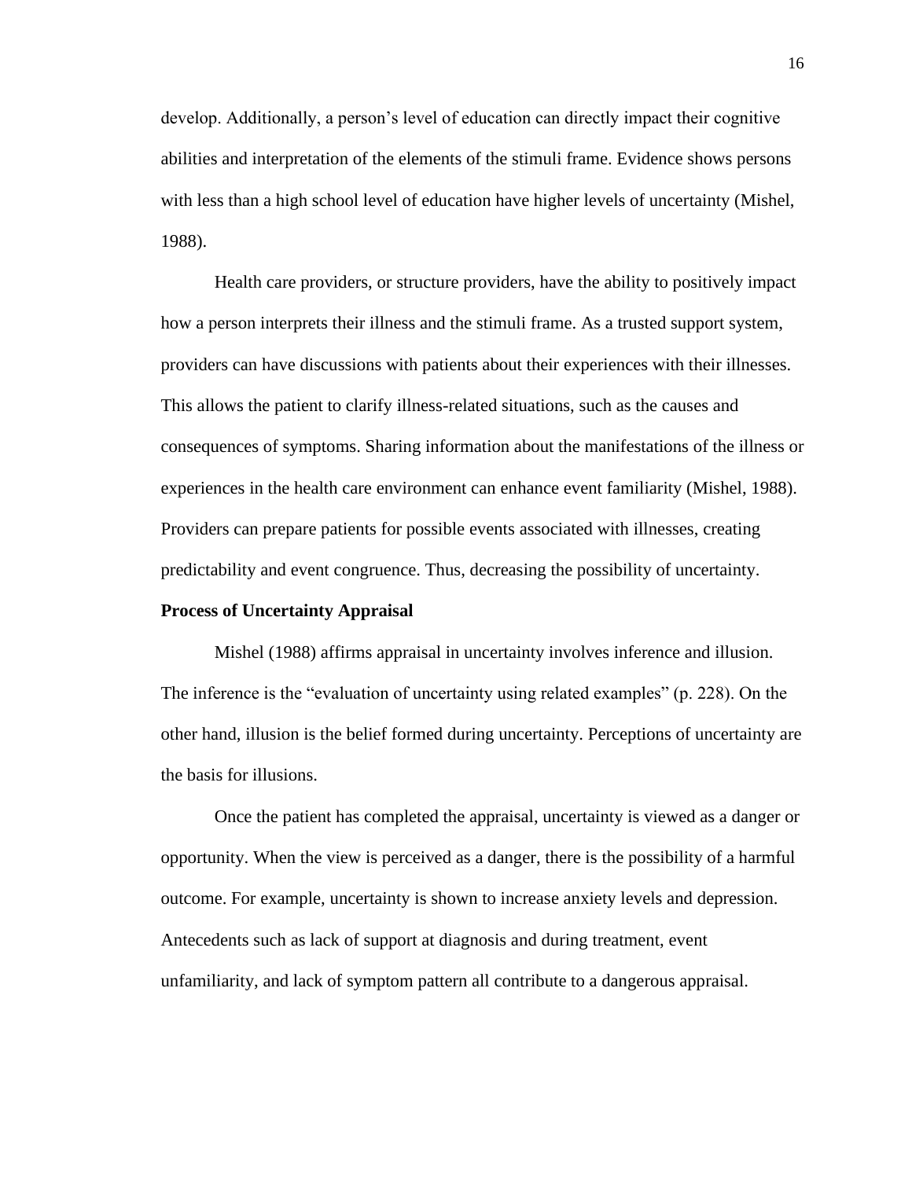develop. Additionally, a person's level of education can directly impact their cognitive abilities and interpretation of the elements of the stimuli frame. Evidence shows persons with less than a high school level of education have higher levels of uncertainty (Mishel, 1988).

Health care providers, or structure providers, have the ability to positively impact how a person interprets their illness and the stimuli frame. As a trusted support system, providers can have discussions with patients about their experiences with their illnesses. This allows the patient to clarify illness-related situations, such as the causes and consequences of symptoms. Sharing information about the manifestations of the illness or experiences in the health care environment can enhance event familiarity (Mishel, 1988). Providers can prepare patients for possible events associated with illnesses, creating predictability and event congruence. Thus, decreasing the possibility of uncertainty.

**Process of Uncertainty Appraisal**

Mishel (1988) affirms appraisal in uncertainty involves inference and illusion. The inference is the "evaluation of uncertainty using related examples" (p. 228). On the other hand, illusion is the belief formed during uncertainty. Perceptions of uncertainty are the basis for illusions.

Once the patient has completed the appraisal, uncertainty is viewed as a danger or opportunity. When the view is perceived as a danger, there is the possibility of a harmful outcome. For example, uncertainty is shown to increase anxiety levels and depression. Antecedents such as lack of support at diagnosis and during treatment, event unfamiliarity, and lack of symptom pattern all contribute to a dangerous appraisal.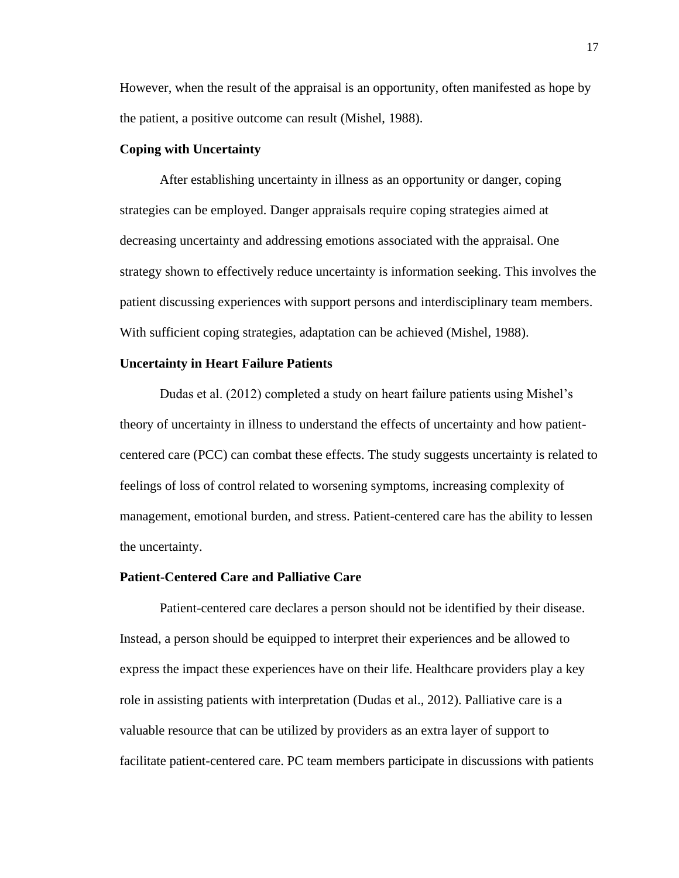However, when the result of the appraisal is an opportunity, often manifested as hope by the patient, a positive outcome can result (Mishel, 1988).

**Coping with Uncertainty**

After establishing uncertainty in illness as an opportunity or danger, coping strategies can be employed. Danger appraisals require coping strategies aimed at decreasing uncertainty and addressing emotions associated with the appraisal. One strategy shown to effectively reduce uncertainty is information seeking. This involves the patient discussing experiences with support persons and interdisciplinary team members. With sufficient coping strategies, adaptation can be achieved (Mishel, 1988).

**Uncertainty in Heart Failure Patients**

Dudas et al. (2012) completed a study on heart failure patients using Mishel's theory of uncertainty in illness to understand the effects of uncertainty and how patient-centered care (PCC) can combat these effects. The study suggests uncertainty is related to feelings of loss of control related to worsening symptoms, increasing complexity of management, emotional burden, and stress. Patient-centered care has the ability to lessen the uncertainty.

**Patient-Centered Care and Palliative Care**

Patient-centered care declares a person should not be identified by their disease. Instead, a person should be equipped to interpret their experiences and be allowed to express the impact these experiences have on their life. Healthcare providers play a key role in assisting patients with interpretation (Dudas et al., 2012). Palliative care is a valuable resource that can be utilized by providers as an extra layer of support to facilitate patient-centered care. PC team members participate in discussions with patients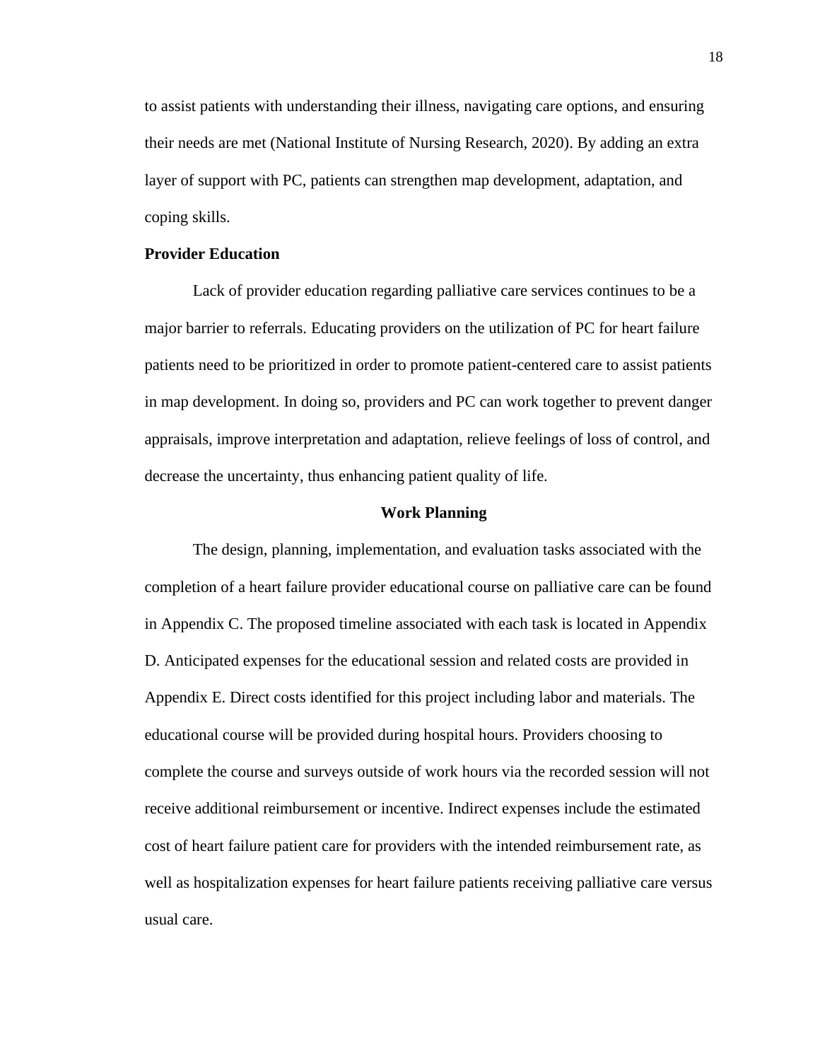to assist patients with understanding their illness, navigating care options, and ensuring their needs are met (National Institute of Nursing Research, 2020). By adding an extra layer of support with PC, patients can strengthen map development, adaptation, and coping skills.

**Provider Education**

Lack of provider education regarding palliative care services continues to be a major barrier to referrals. Educating providers on the utilization of PC for heart failure patients need to be prioritized in order to promote patient-centered care to assist patients in map development. In doing so, providers and PC can work together to prevent danger appraisals, improve interpretation and adaptation, relieve feelings of loss of control, and decrease the uncertainty, thus enhancing patient quality of life.

## Work Planning

The design, planning, implementation, and evaluation tasks associated with the completion of a heart failure provider educational course on palliative care can be found in Appendix C. The proposed timeline associated with each task is located in Appendix D. Anticipated expenses for the educational session and related costs are provided in Appendix E. Direct costs identified for this project including labor and materials. The educational course will be provided during hospital hours. Providers choosing to complete the course and surveys outside of work hours via the recorded session will not receive additional reimbursement or incentive. Indirect expenses include the estimated cost of heart failure patient care for providers with the intended reimbursement rate, as well as hospitalization expenses for heart failure patients receiving palliative care versus usual care.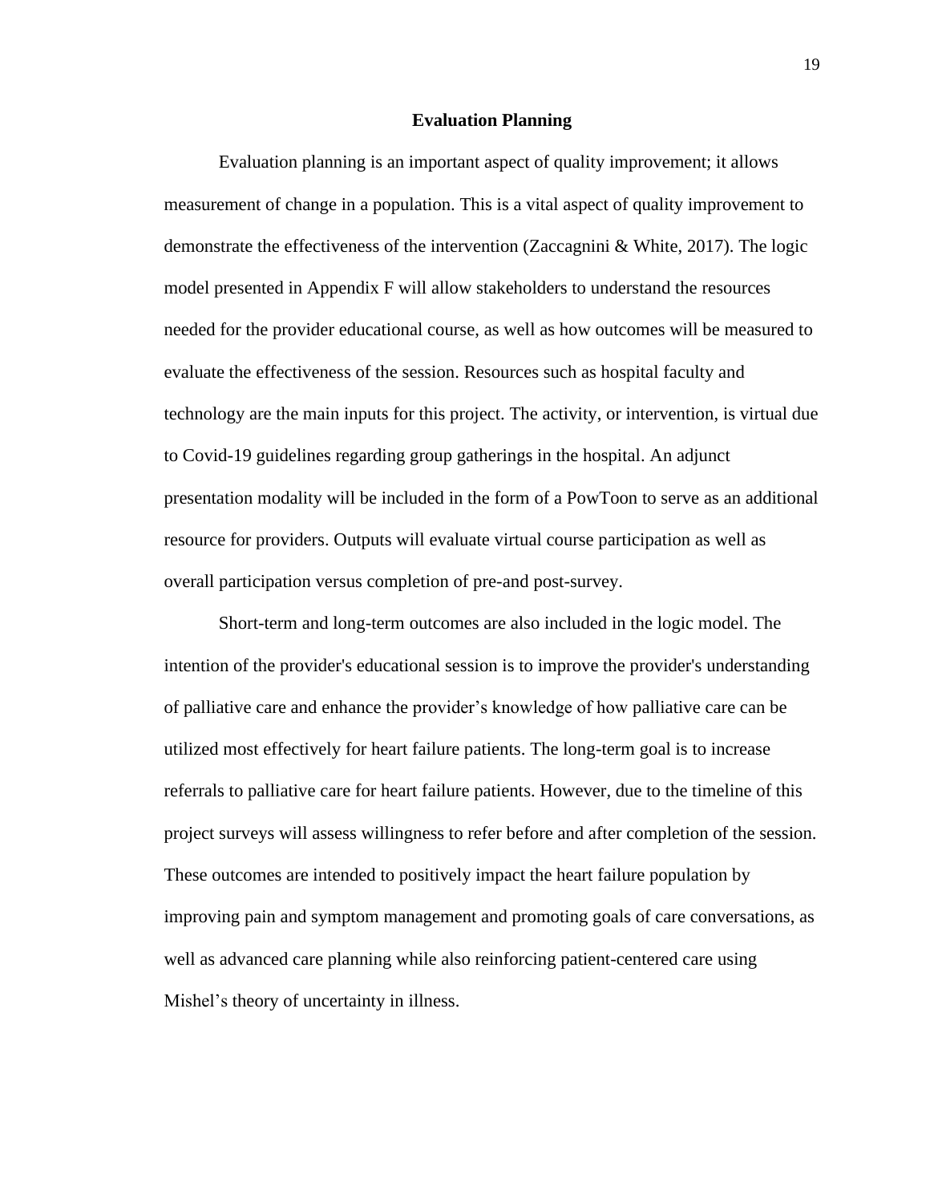## Evaluation Planning

Evaluation planning is an important aspect of quality improvement; it allows measurement of change in a population. This is a vital aspect of quality improvement to demonstrate the effectiveness of the intervention (Zaccagnini & White, 2017). The logic model presented in Appendix F will allow stakeholders to understand the resources needed for the provider educational course, as well as how outcomes will be measured to evaluate the effectiveness of the session. Resources such as hospital faculty and technology are the main inputs for this project. The activity, or intervention, is virtual due to Covid-19 guidelines regarding group gatherings in the hospital. An adjunct presentation modality will be included in the form of a PowToon to serve as an additional resource for providers. Outputs will evaluate virtual course participation as well as overall participation versus completion of pre-and post-survey.

Short-term and long-term outcomes are also included in the logic model. The intention of the provider's educational session is to improve the provider's understanding of palliative care and enhance the provider's knowledge of how palliative care can be utilized most effectively for heart failure patients. The long-term goal is to increase referrals to palliative care for heart failure patients. However, due to the timeline of this project surveys will assess willingness to refer before and after completion of the session. These outcomes are intended to positively impact the heart failure population by improving pain and symptom management and promoting goals of care conversations, as well as advanced care planning while also reinforcing patient-centered care using Mishel's theory of uncertainty in illness.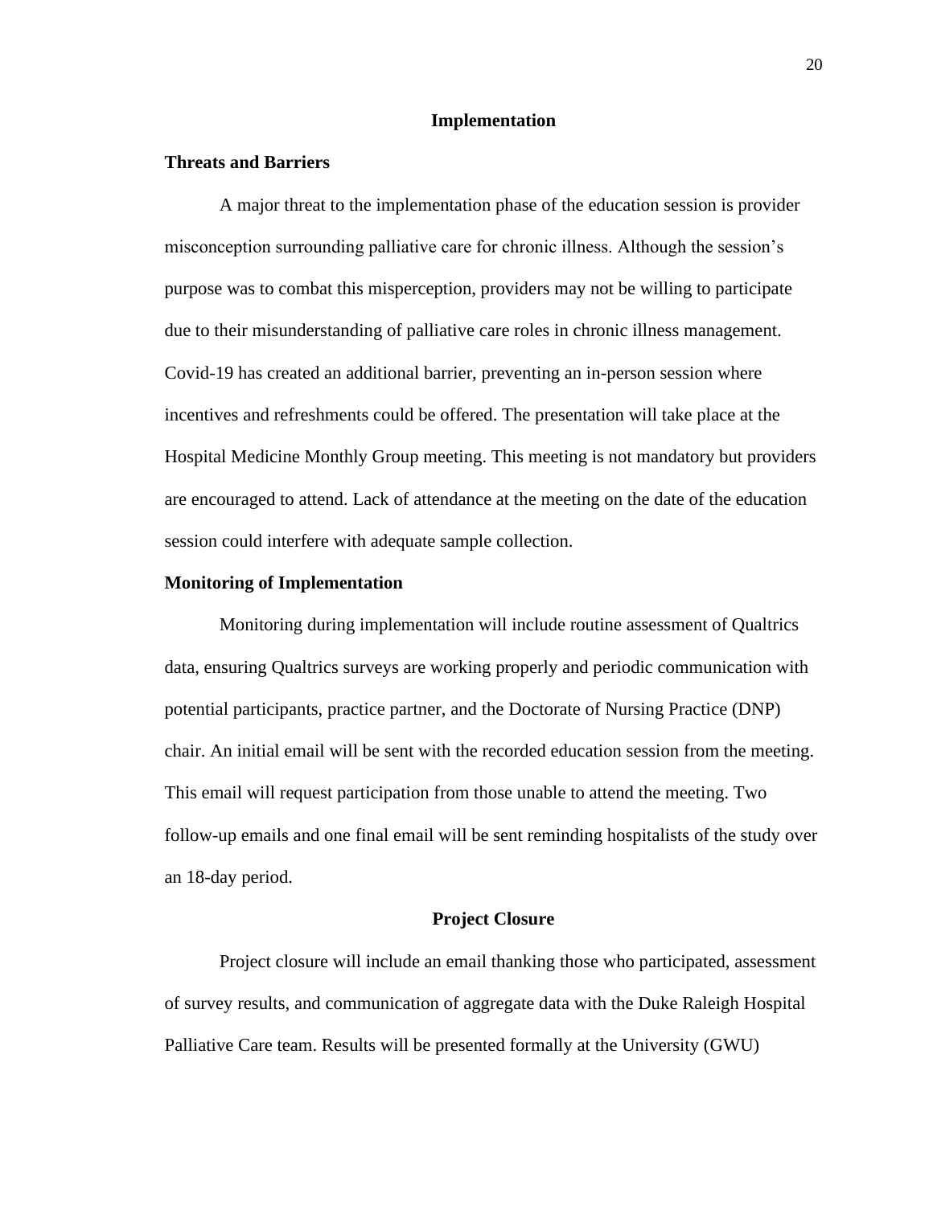# Implementation

## Threats and Barriers

A major threat to the implementation phase of the education session is provider misconception surrounding palliative care for chronic illness. Although the session's purpose was to combat this misperception, providers may not be willing to participate due to their misunderstanding of palliative care roles in chronic illness management. Covid-19 has created an additional barrier, preventing an in-person session where incentives and refreshments could be offered. The presentation will take place at the Hospital Medicine Monthly Group meeting. This meeting is not mandatory but providers are encouraged to attend. Lack of attendance at the meeting on the date of the education session could interfere with adequate sample collection.

## Monitoring of Implementation

Monitoring during implementation will include routine assessment of Qualtrics data, ensuring Qualtrics surveys are working properly and periodic communication with potential participants, practice partner, and the Doctorate of Nursing Practice (DNP) chair. An initial email will be sent with the recorded education session from the meeting. This email will request participation from those unable to attend the meeting. Two follow-up emails and one final email will be sent reminding hospitalists of the study over an 18-day period.

# Project Closure

Project closure will include an email thanking those who participated, assessment of survey results, and communication of aggregate data with the Duke Raleigh Hospital Palliative Care team. Results will be presented formally at the University (GWU)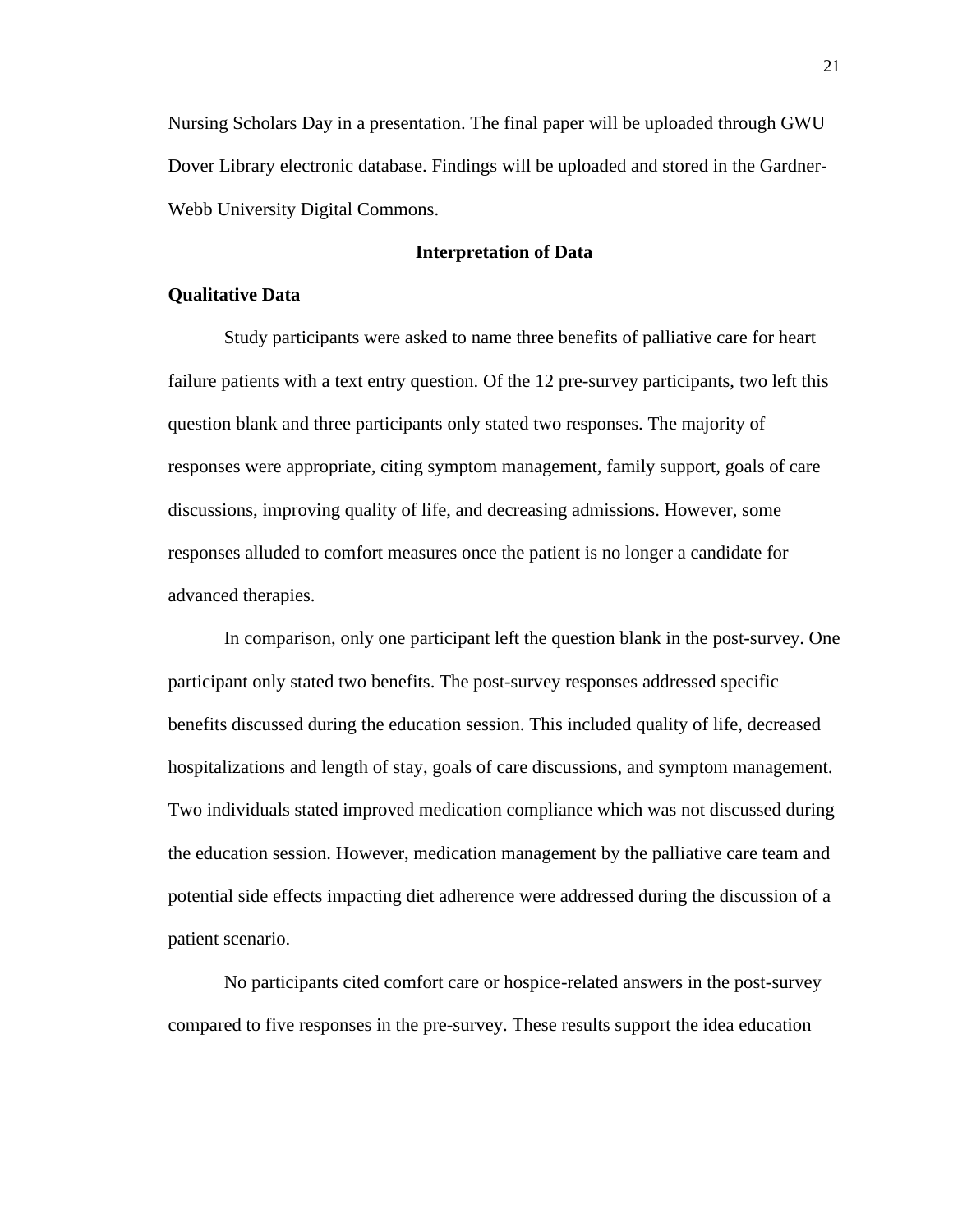Nursing Scholars Day in a presentation. The final paper will be uploaded through GWU Dover Library electronic database. Findings will be uploaded and stored in the Gardner-Webb University Digital Commons.

## Interpretation of Data

### Qualitative Data

Study participants were asked to name three benefits of palliative care for heart failure patients with a text entry question. Of the 12 pre-survey participants, two left this question blank and three participants only stated two responses. The majority of responses were appropriate, citing symptom management, family support, goals of care discussions, improving quality of life, and decreasing admissions. However, some responses alluded to comfort measures once the patient is no longer a candidate for advanced therapies.

In comparison, only one participant left the question blank in the post-survey. One participant only stated two benefits. The post-survey responses addressed specific benefits discussed during the education session. This included quality of life, decreased hospitalizations and length of stay, goals of care discussions, and symptom management. Two individuals stated improved medication compliance which was not discussed during the education session. However, medication management by the palliative care team and potential side effects impacting diet adherence were addressed during the discussion of a patient scenario.

No participants cited comfort care or hospice-related answers in the post-survey compared to five responses in the pre-survey. These results support the idea education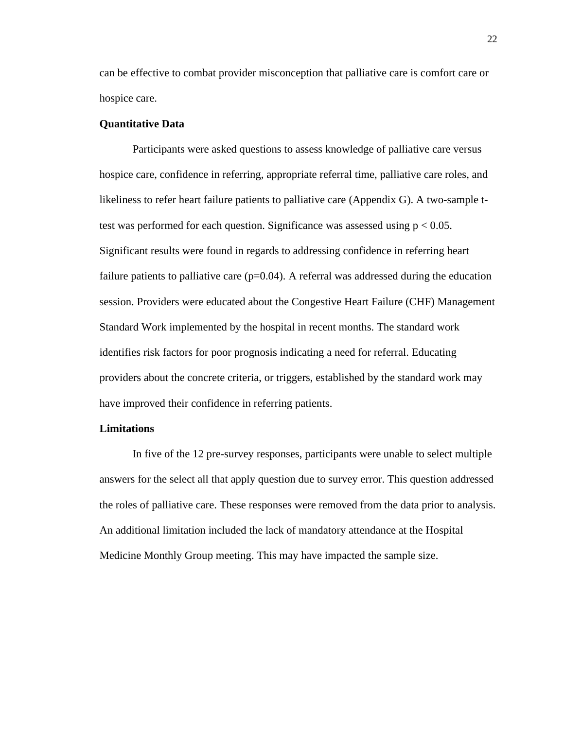can be effective to combat provider misconception that palliative care is comfort care or hospice care.

**Quantitative Data**

Participants were asked questions to assess knowledge of palliative care versus hospice care, confidence in referring, appropriate referral time, palliative care roles, and likeliness to refer heart failure patients to palliative care (Appendix G). A two-sample t-test was performed for each question. Significance was assessed using $p < 0.05$. Significant results were found in regards to addressing confidence in referring heart failure patients to palliative care ($p=0.04$). A referral was addressed during the education session. Providers were educated about the Congestive Heart Failure (CHF) Management Standard Work implemented by the hospital in recent months. The standard work identifies risk factors for poor prognosis indicating a need for referral. Educating providers about the concrete criteria, or triggers, established by the standard work may have improved their confidence in referring patients.

**Limitations**

In five of the 12 pre-survey responses, participants were unable to select multiple answers for the select all that apply question due to survey error. This question addressed the roles of palliative care. These responses were removed from the data prior to analysis. An additional limitation included the lack of mandatory attendance at the Hospital Medicine Monthly Group meeting. This may have impacted the sample size.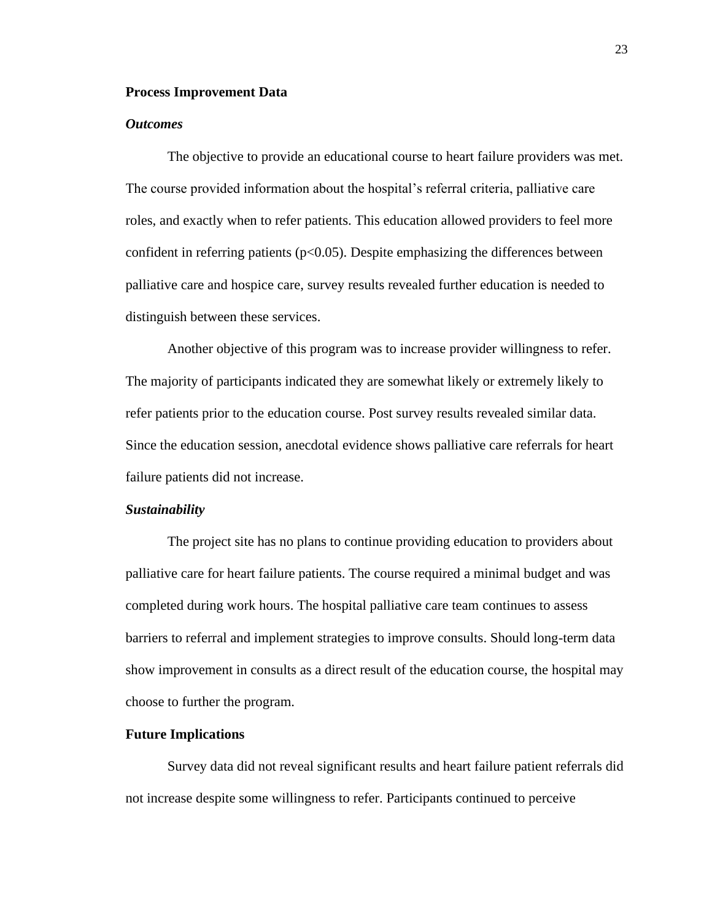## Process Improvement Data

### *Outcomes*

The objective to provide an educational course to heart failure providers was met. The course provided information about the hospital's referral criteria, palliative care roles, and exactly when to refer patients. This education allowed providers to feel more confident in referring patients ($p<0.05$). Despite emphasizing the differences between palliative care and hospice care, survey results revealed further education is needed to distinguish between these services.

Another objective of this program was to increase provider willingness to refer. The majority of participants indicated they are somewhat likely or extremely likely to refer patients prior to the education course. Post survey results revealed similar data. Since the education session, anecdotal evidence shows palliative care referrals for heart failure patients did not increase.

### *Sustainability*

The project site has no plans to continue providing education to providers about palliative care for heart failure patients. The course required a minimal budget and was completed during work hours. The hospital palliative care team continues to assess barriers to referral and implement strategies to improve consults. Should long-term data show improvement in consults as a direct result of the education course, the hospital may choose to further the program.

## Future Implications

Survey data did not reveal significant results and heart failure patient referrals did not increase despite some willingness to refer. Participants continued to perceive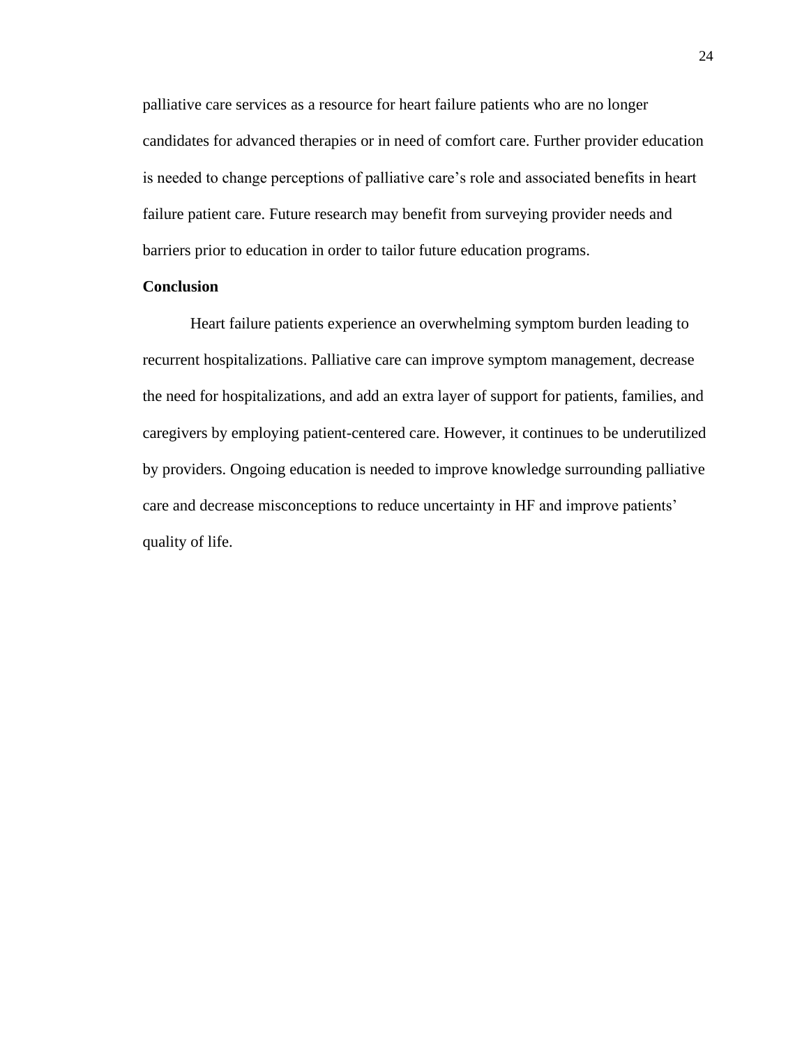palliative care services as a resource for heart failure patients who are no longer candidates for advanced therapies or in need of comfort care. Further provider education is needed to change perceptions of palliative care’s role and associated benefits in heart failure patient care. Future research may benefit from surveying provider needs and barriers prior to education in order to tailor future education programs.

## Conclusion

Heart failure patients experience an overwhelming symptom burden leading to recurrent hospitalizations. Palliative care can improve symptom management, decrease the need for hospitalizations, and add an extra layer of support for patients, families, and caregivers by employing patient-centered care. However, it continues to be underutilized by providers. Ongoing education is needed to improve knowledge surrounding palliative care and decrease misconceptions to reduce uncertainty in HF and improve patients’ quality of life.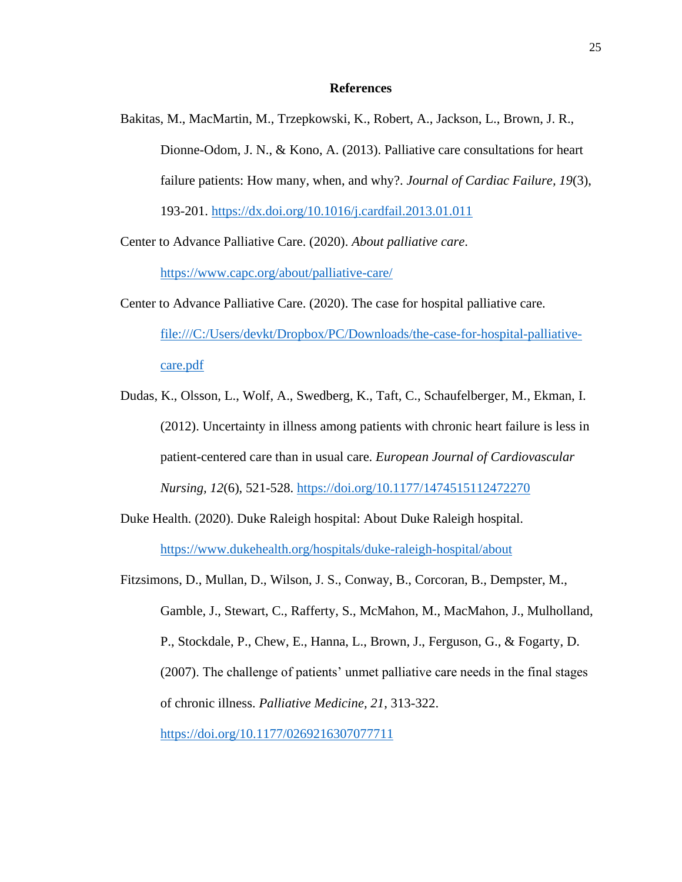## References

Bakitas, M., MacMartin, M., Trzepkowski, K., Robert, A., Jackson, L., Brown, J. R., Dionne-Odom, J. N., & Kono, A. (2013). Palliative care consultations for heart failure patients: How many, when, and why?. *Journal of Cardiac Failure, 19*(3), 193-201. https://dx.doi.org/10.1016/j.cardfail.2013.01.011

Center to Advance Palliative Care. (2020). *About palliative care*. https://www.capc.org/about/palliative-care/

Center to Advance Palliative Care. (2020). The case for hospital palliative care. file:///C:/Users/devkt/Dropbox/PC/Downloads/the-case-for-hospital-palliative-care.pdf

Dudas, K., Olsson, L., Wolf, A., Swedberg, K., Taft, C., Schaufelberger, M., Ekman, I. (2012). Uncertainty in illness among patients with chronic heart failure is less in patient-centered care than in usual care. *European Journal of Cardiovascular Nursing, 12*(6), 521-528. https://doi.org/10.1177/1474515112472270

Duke Health. (2020). Duke Raleigh hospital: About Duke Raleigh hospital. https://www.dukehealth.org/hospitals/duke-raleigh-hospital/about

Fitzsimons, D., Mullan, D., Wilson, J. S., Conway, B., Corcoran, B., Dempster, M., Gamble, J., Stewart, C., Rafferty, S., McMahon, M., MacMahon, J., Mulholland, P., Stockdale, P., Chew, E., Hanna, L., Brown, J., Ferguson, G., & Fogarty, D. (2007). The challenge of patients' unmet palliative care needs in the final stages of chronic illness. *Palliative Medicine, 21*, 313-322. https://doi.org/10.1177/0269216307077711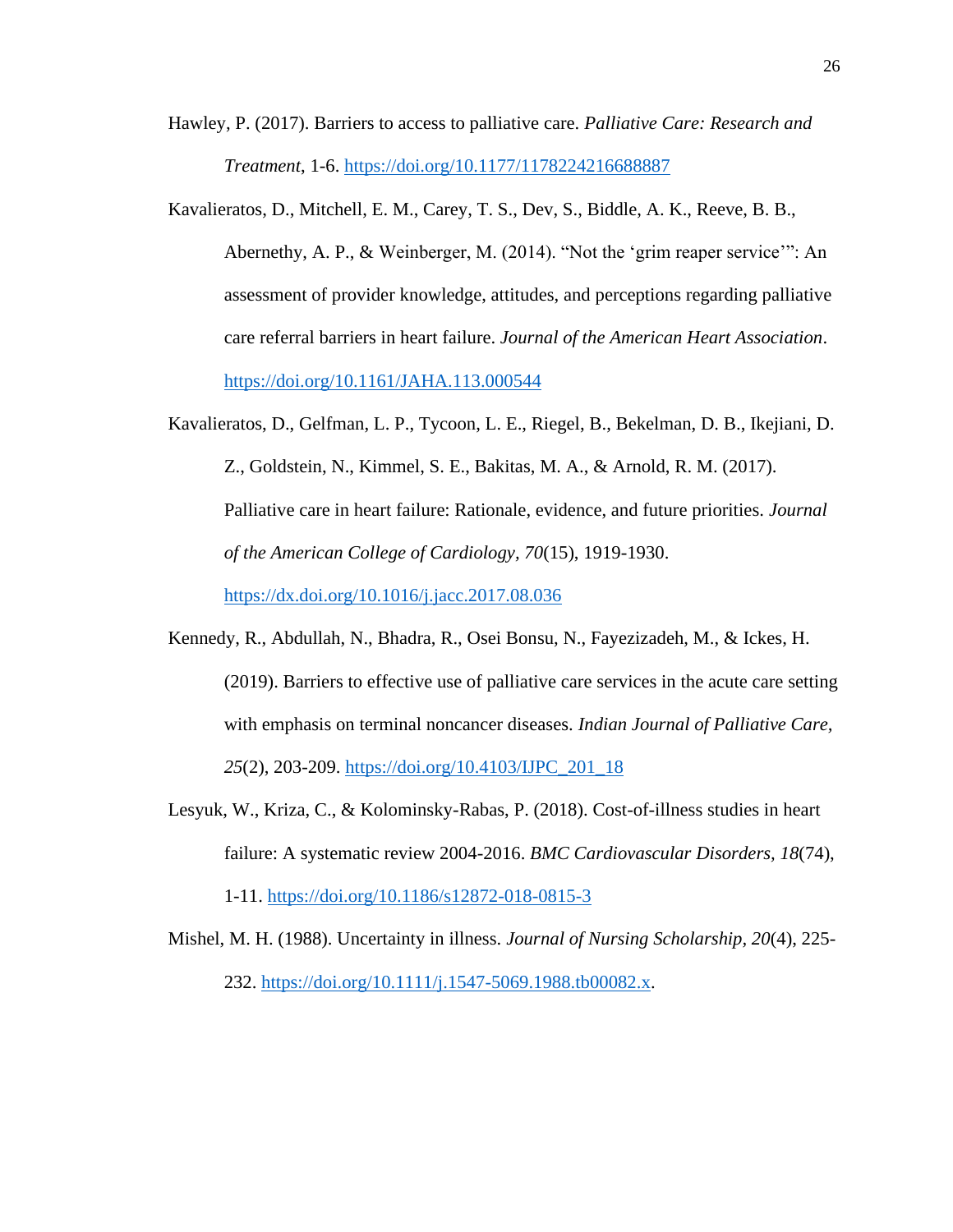Hawley, P. (2017). Barriers to access to palliative care. *Palliative Care: Research and Treatment*, 1-6. https://doi.org/10.1177/1178224216688887

Kavalieratos, D., Mitchell, E. M., Carey, T. S., Dev, S., Biddle, A. K., Reeve, B. B., Abernethy, A. P., & Weinberger, M. (2014). "Not the 'grim reaper service'": An assessment of provider knowledge, attitudes, and perceptions regarding palliative care referral barriers in heart failure. *Journal of the American Heart Association*. https://doi.org/10.1161/JAHA.113.000544

Kavalieratos, D., Gelfman, L. P., Tycoon, L. E., Riegel, B., Bekelman, D. B., Ikejiani, D. Z., Goldstein, N., Kimmel, S. E., Bakitas, M. A., & Arnold, R. M. (2017). Palliative care in heart failure: Rationale, evidence, and future priorities. *Journal of the American College of Cardiology, 70*(15), 1919-1930. https://dx.doi.org/10.1016/j.jacc.2017.08.036

Kennedy, R., Abdullah, N., Bhadra, R., Osei Bonsu, N., Fayezizadeh, M., & Ickes, H. (2019). Barriers to effective use of palliative care services in the acute care setting with emphasis on terminal noncancer diseases. *Indian Journal of Palliative Care, 25*(2), 203-209. https://doi.org/10.4103/IJPC_201_18

Lesyuk, W., Kriza, C., & Kolominsky-Rabas, P. (2018). Cost-of-illness studies in heart failure: A systematic review 2004-2016. *BMC Cardiovascular Disorders, 18*(74), 1-11. https://doi.org/10.1186/s12872-018-0815-3

Mishel, M. H. (1988). Uncertainty in illness. *Journal of Nursing Scholarship, 20*(4), 225-232. https://doi.org/10.1111/j.1547-5069.1988.tb00082.x.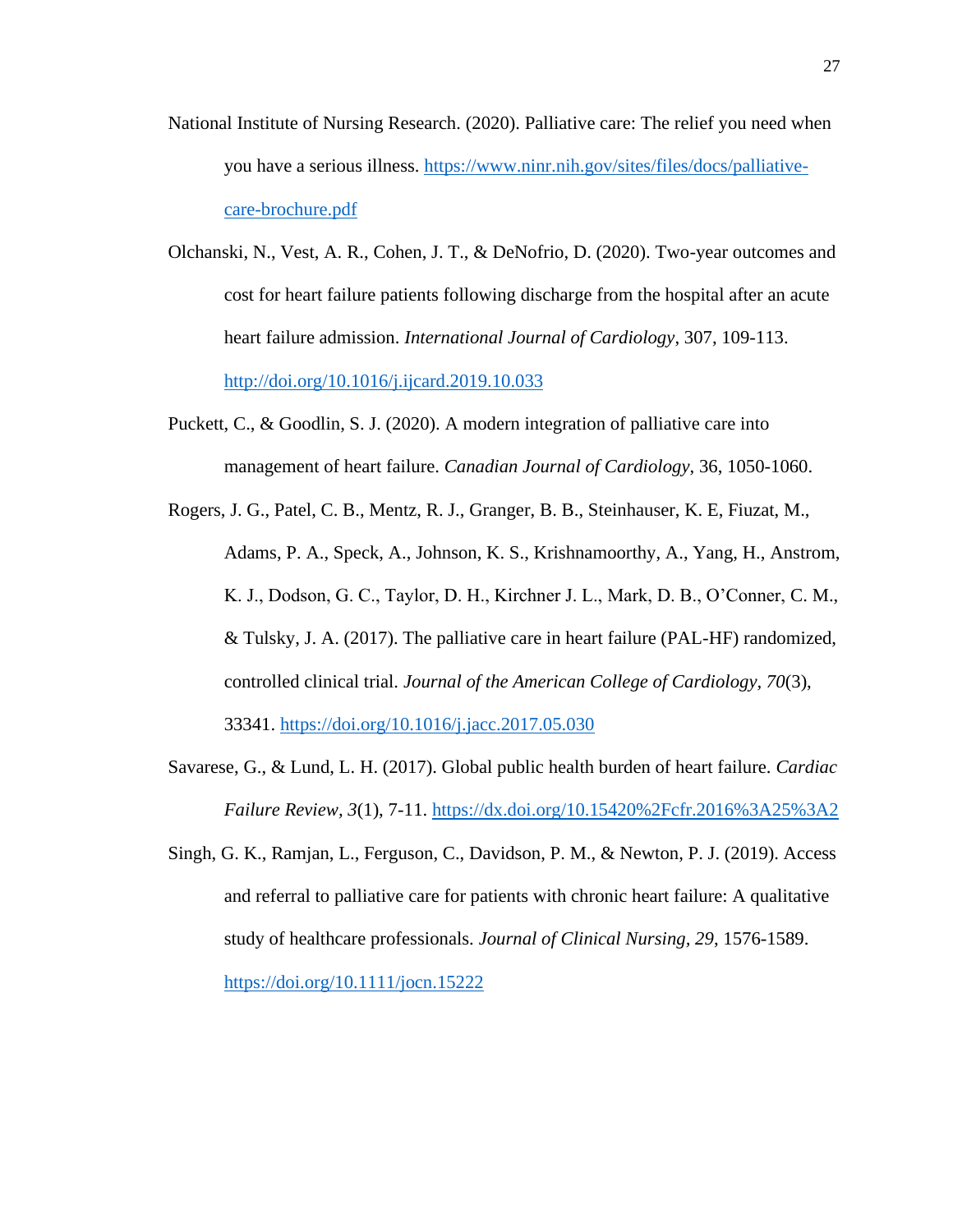National Institute of Nursing Research. (2020). Palliative care: The relief you need when you have a serious illness. https://www.ninr.nih.gov/sites/files/docs/palliative-care-brochure.pdf

Olchanski, N., Vest, A. R., Cohen, J. T., & DeNofrio, D. (2020). Two-year outcomes and cost for heart failure patients following discharge from the hospital after an acute heart failure admission. *International Journal of Cardiology*, 307, 109-113. http://doi.org/10.1016/j.ijcard.2019.10.033

Puckett, C., & Goodlin, S. J. (2020). A modern integration of palliative care into management of heart failure. *Canadian Journal of Cardiology*, 36, 1050-1060.

Rogers, J. G., Patel, C. B., Mentz, R. J., Granger, B. B., Steinhauser, K. E, Fiuzat, M., Adams, P. A., Speck, A., Johnson, K. S., Krishnamoorthy, A., Yang, H., Anstrom, K. J., Dodson, G. C., Taylor, D. H., Kirchner J. L., Mark, D. B., O'Conner, C. M., & Tulsky, J. A. (2017). The palliative care in heart failure (PAL-HF) randomized, controlled clinical trial. *Journal of the American College of Cardiology, 70*(3), 33341. https://doi.org/10.1016/j.jacc.2017.05.030

Savarese, G., & Lund, L. H. (2017). Global public health burden of heart failure. *Cardiac Failure Review, 3*(1), 7-11. https://dx.doi.org/10.15420%2Fcfr.2016%3A25%3A2

Singh, G. K., Ramjan, L., Ferguson, C., Davidson, P. M., & Newton, P. J. (2019). Access and referral to palliative care for patients with chronic heart failure: A qualitative study of healthcare professionals. *Journal of Clinical Nursing, 29*, 1576-1589. https://doi.org/10.1111/jocn.15222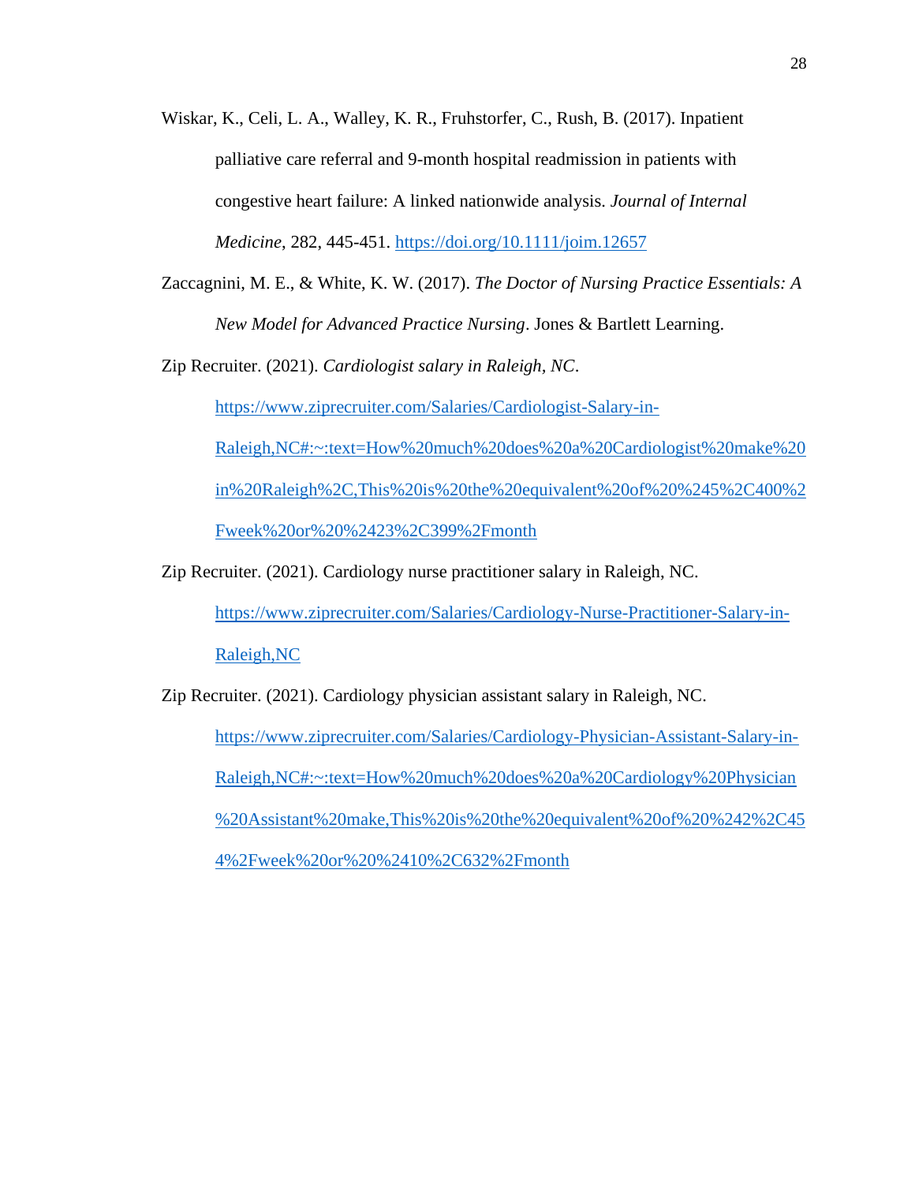Wiskar, K., Celi, L. A., Walley, K. R., Fruhstorfer, C., Rush, B. (2017). Inpatient palliative care referral and 9-month hospital readmission in patients with congestive heart failure: A linked nationwide analysis. *Journal of Internal Medicine*, 282, 445-451. https://doi.org/10.1111/joim.12657

Zaccagnini, M. E., & White, K. W. (2017). *The Doctor of Nursing Practice Essentials: A New Model for Advanced Practice Nursing*. Jones & Bartlett Learning.

Zip Recruiter. (2021). *Cardiologist salary in Raleigh, NC*. https://www.ziprecruiter.com/Salaries/Cardiologist-Salary-in-Raleigh,NC#:~:text=How%20much%20does%20a%20Cardiologist%20make%20in%20Raleigh%2C,This%20is%20the%20equivalent%20of%20%245%2C400%2Fweek%20or%20%2423%2C399%2Fmonth

Zip Recruiter. (2021). Cardiology nurse practitioner salary in Raleigh, NC. https://www.ziprecruiter.com/Salaries/Cardiology-Nurse-Practitioner-Salary-in-Raleigh,NC

Zip Recruiter. (2021). Cardiology physician assistant salary in Raleigh, NC. https://www.ziprecruiter.com/Salaries/Cardiology-Physician-Assistant-Salary-in-Raleigh,NC#:~:text=How%20much%20does%20a%20Cardiology%20Physician%20Assistant%20make,This%20is%20the%20equivalent%20of%20%242%2C454%2Fweek%20or%20%2410%2C632%2Fmonth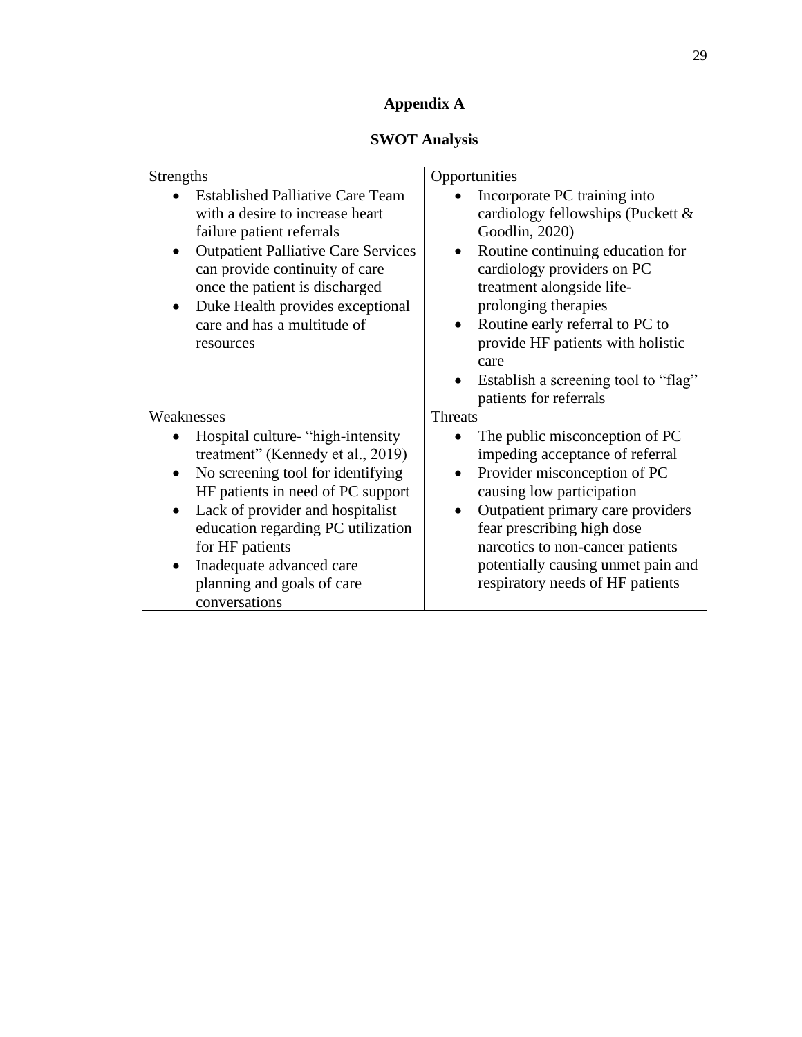## Appendix A

### SWOT Analysis

| Strengths | Opportunities |
|---|---|
| • Established Palliative Care Team with a desire to increase heart failure patient referrals<br>• Outpatient Palliative Care Services can provide continuity of care once the patient is discharged<br>• Duke Health provides exceptional care and has a multitude of resources | • Incorporate PC training into cardiology fellowships (Puckett & Goodlin, 2020)<br>• Routine continuing education for cardiology providers on PC treatment alongside life-prolonging therapies<br>• Routine early referral to PC to provide HF patients with holistic care<br>• Establish a screening tool to "flag" patients for referrals |
| **Weaknesses** | **Threats** |
| • Hospital culture- "high-intensity treatment" (Kennedy et al., 2019)<br>• No screening tool for identifying HF patients in need of PC support<br>• Lack of provider and hospitalist education regarding PC utilization for HF patients<br>• Inadequate advanced care planning and goals of care conversations | • The public misconception of PC impeding acceptance of referral<br>• Provider misconception of PC causing low participation<br>• Outpatient primary care providers fear prescribing high dose narcotics to non-cancer patients potentially causing unmet pain and respiratory needs of HF patients |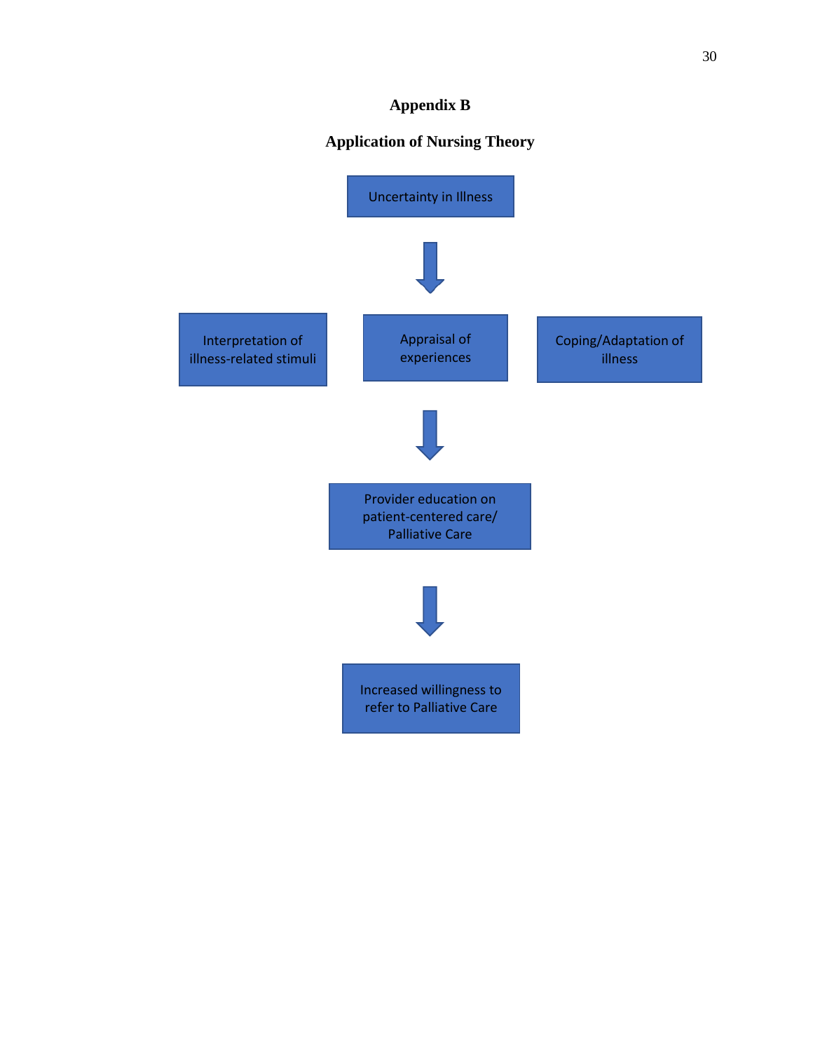# Appendix B

## Application of Nursing Theory

Uncertainty in Illness

↓

Interpretation of illness-related stimuli

Appraisal of experiences

Coping/Adaptation of illness

↓

Provider education on patient-centered care/ Palliative Care

↓

Increased willingness to refer to Palliative Care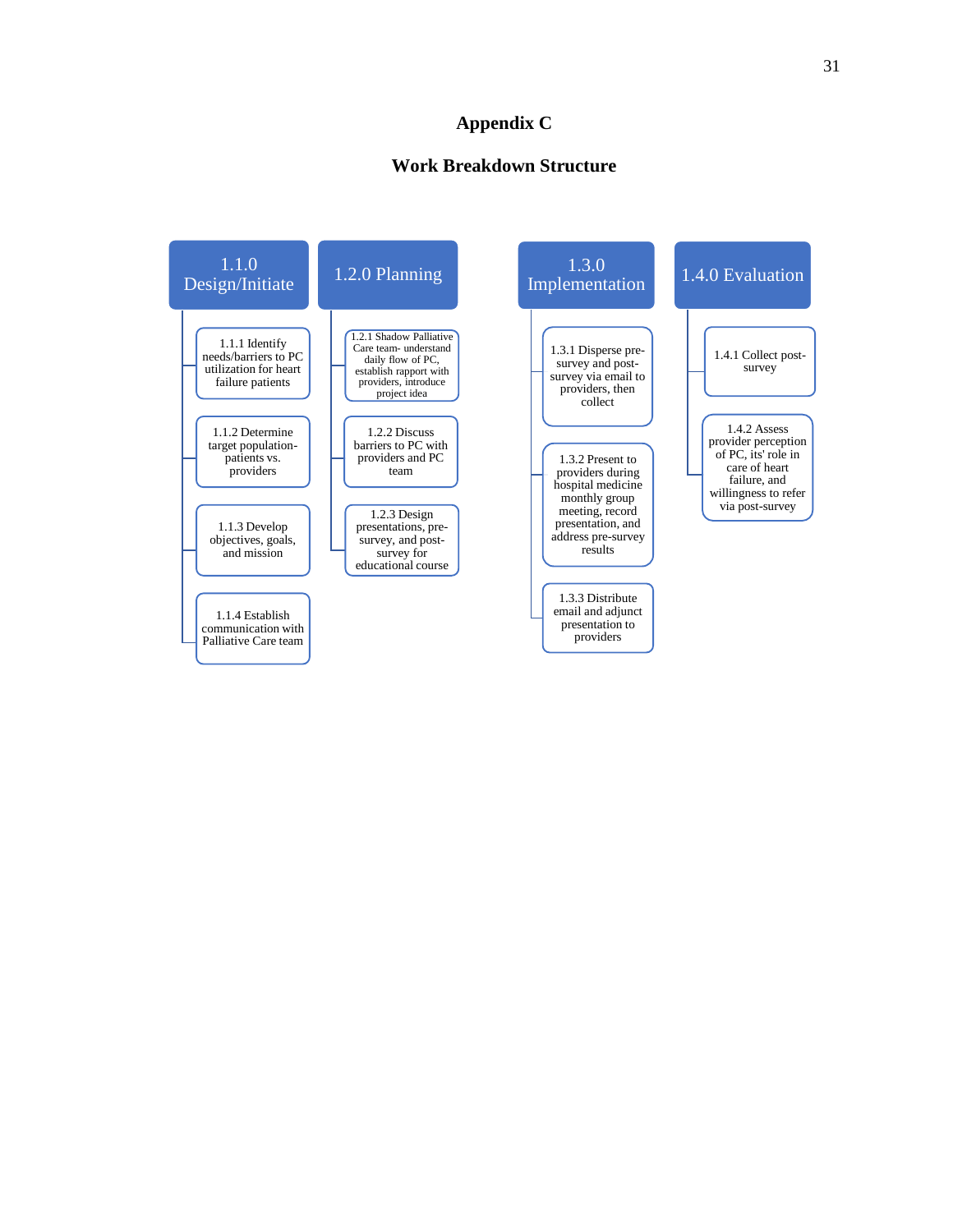# Appendix C

## Work Breakdown Structure

- **1.1.0 Design/Initiate**
  - 1.1.1 Identify needs/barriers to PC utilization for heart failure patients
  - 1.1.2 Determine target population- patients vs. providers
  - 1.1.3 Develop objectives, goals, and mission
  - 1.1.4 Establish communication with Palliative Care team
- **1.2.0 Planning**
  - 1.2.1 Shadow Palliative Care team- understand daily flow of PC, establish rapport with providers, introduce project idea
  - 1.2.2 Discuss barriers to PC with providers and PC team
  - 1.2.3 Design presentations, pre-survey, and post-survey for educational course
- **1.3.0 Implementation**
  - 1.3.1 Disperse pre-survey and post-survey via email to providers, then collect
  - 1.3.2 Present to providers during hospital medicine monthly group meeting, record presentation, and address pre-survey results
  - 1.3.3 Distribute email and adjunct presentation to providers
- **1.4.0 Evaluation**
  - 1.4.1 Collect post-survey
  - 1.4.2 Assess provider perception of PC, its' role in care of heart failure, and willingness to refer via post-survey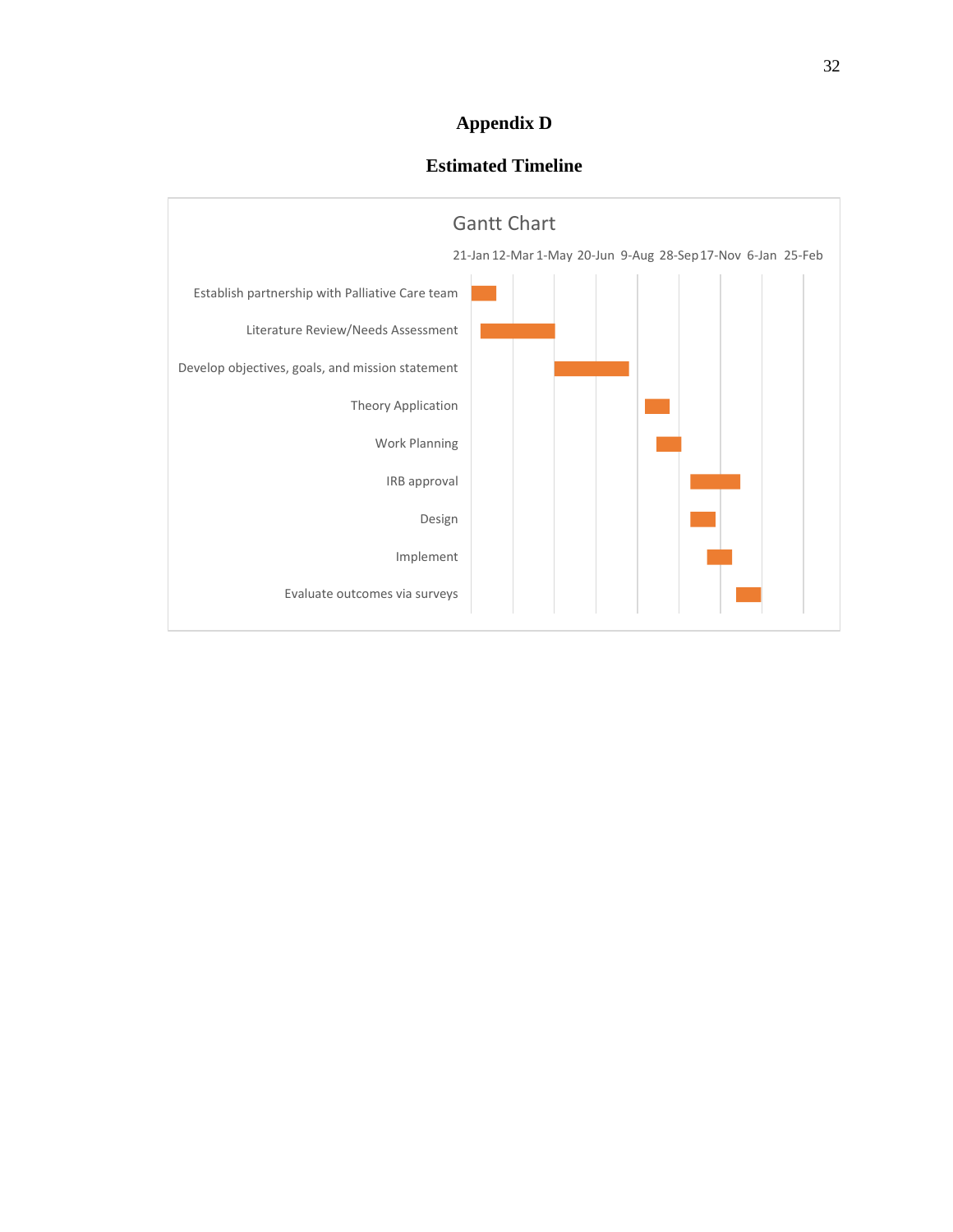# Appendix D

## Estimated Timeline

Gantt Chart

21-Jan 12-Mar 1-May 20-Jun 9-Aug 28-Sep 17-Nov 6-Jan 25-Feb

Establish partnership with Palliative Care team

Literature Review/Needs Assessment

Develop objectives, goals, and mission statement

Theory Application

Work Planning

IRB approval

Design

Implement

Evaluate outcomes via surveys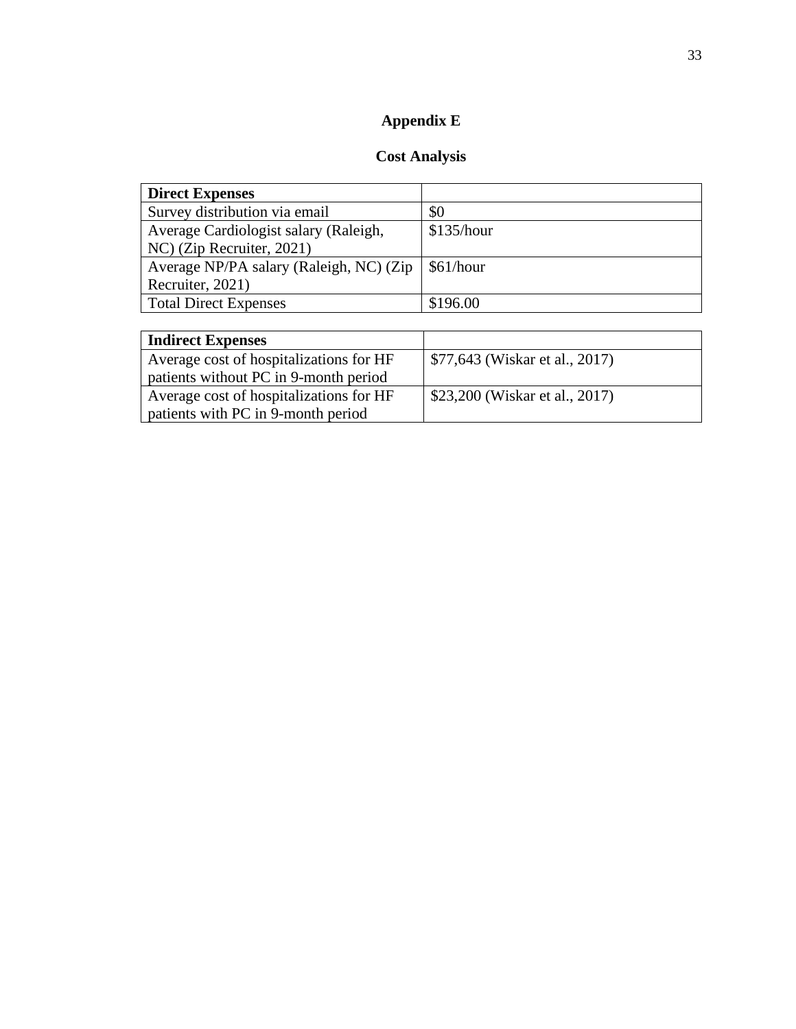# Appendix E

## Cost Analysis

| Direct Expenses | |
|---|---|
| Survey distribution via email | $0 |
| Average Cardiologist salary (Raleigh, NC) (Zip Recruiter, 2021) | $135/hour |
| Average NP/PA salary (Raleigh, NC) (Zip Recruiter, 2021) | $61/hour |
| Total Direct Expenses | $196.00 |

| Indirect Expenses | |
|---|---|
| Average cost of hospitalizations for HF patients without PC in 9-month period | $77,643 (Wiskar et al., 2017) |
| Average cost of hospitalizations for HF patients with PC in 9-month period | $23,200 (Wiskar et al., 2017) |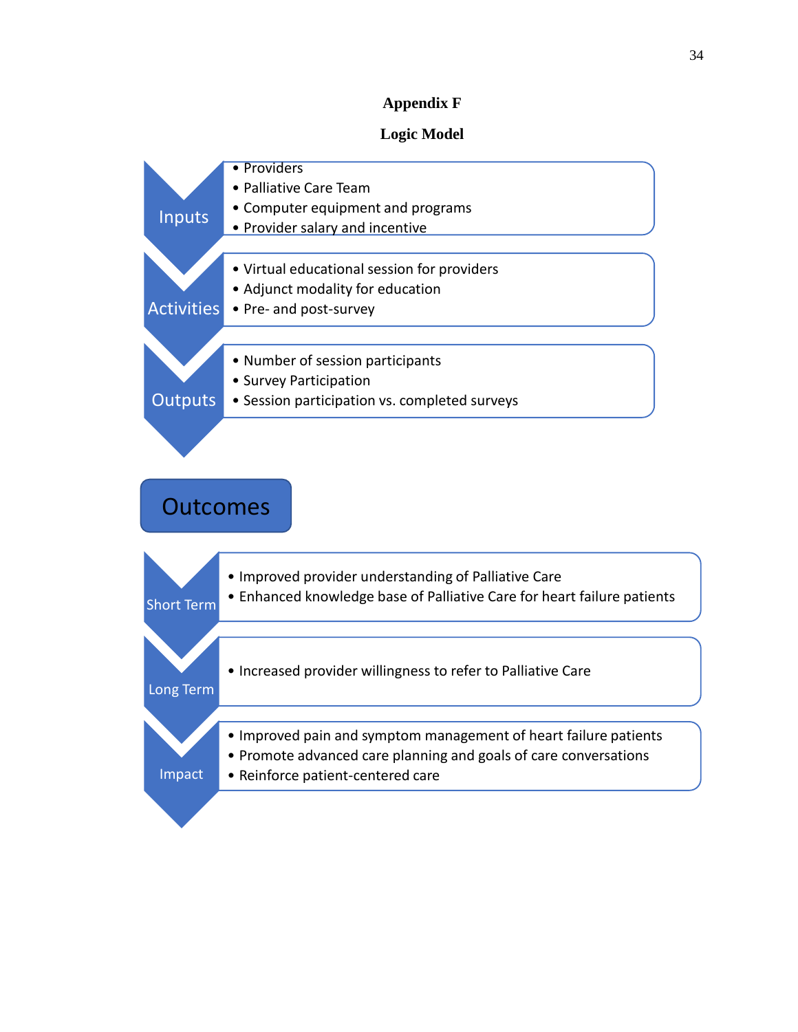# Appendix F

## Logic Model

**Inputs**

- Providers
- Palliative Care Team
- Computer equipment and programs
- Provider salary and incentive

**Activities**

- Virtual educational session for providers
- Adjunct modality for education
- Pre- and post-survey

**Outputs**

- Number of session participants
- Survey Participation
- Session participation vs. completed surveys

### Outcomes

**Short Term**

- Improved provider understanding of Palliative Care
- Enhanced knowledge base of Palliative Care for heart failure patients

**Long Term**

- Increased provider willingness to refer to Palliative Care

**Impact**

- Improved pain and symptom management of heart failure patients
- Promote advanced care planning and goals of care conversations
- Reinforce patient-centered care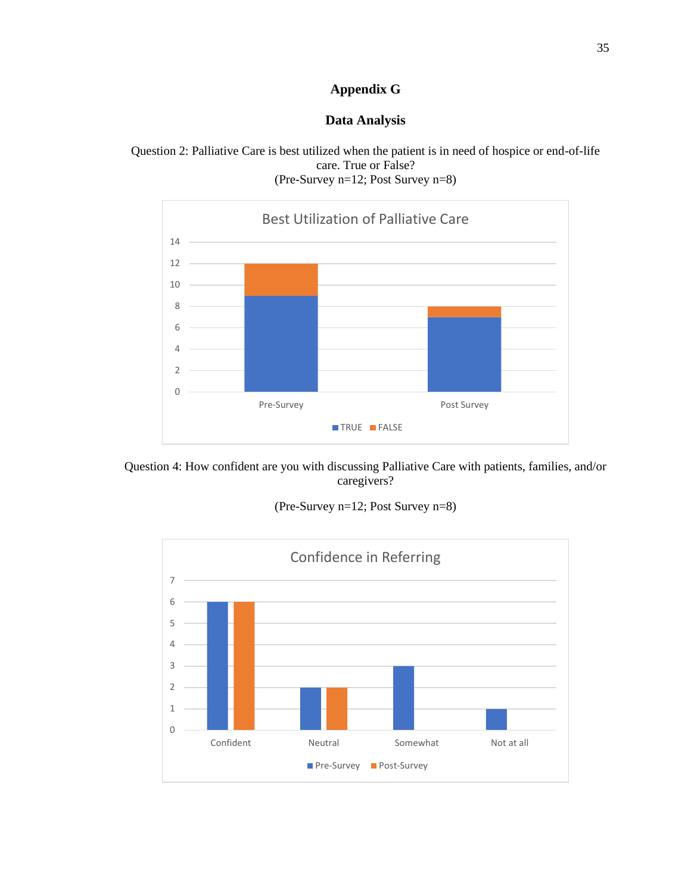# Appendix G

## Data Analysis

Question 2: Palliative Care is best utilized when the patient is in need of hospice or end-of-life care. True or False?
(Pre-Survey n=12; Post Survey n=8)

Question 4: How confident are you with discussing Palliative Care with patients, families, and/or caregivers?

(Pre-Survey n=12; Post Survey n=8)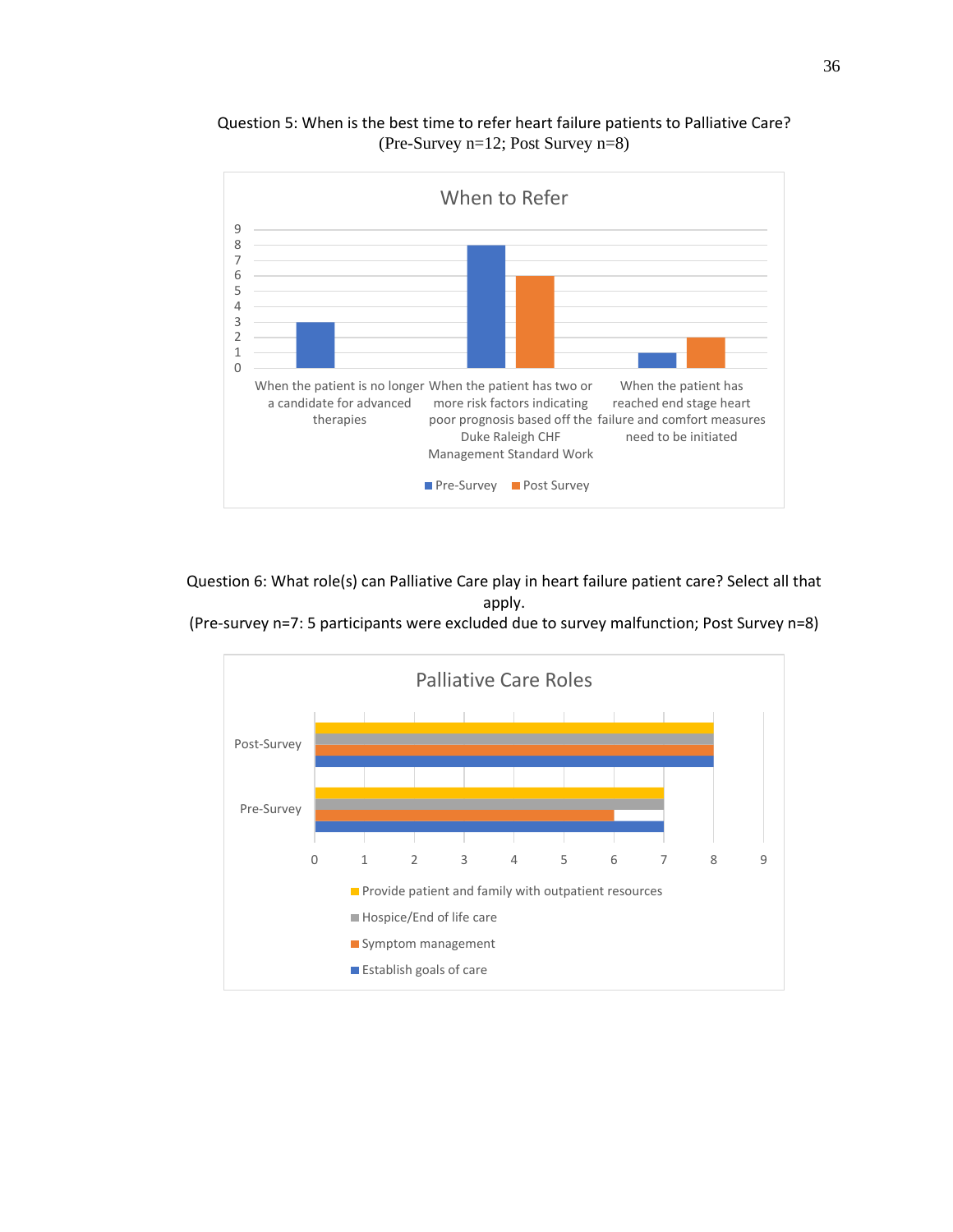Question 5: When is the best time to refer heart failure patients to Palliative Care?
(Pre-Survey n=12; Post Survey n=8)

**When to Refer**

| | Pre-Survey | Post Survey |
|---|---|---|
| When the patient is no longer a candidate for advanced therapies | 3 | 0 |
| When the patient has two or more risk factors indicating poor prognosis based off the Duke Raleigh CHF Management Standard Work | 8 | 6 |
| When the patient has reached end stage heart failure and comfort measures need to be initiated | 1 | 2 |

Question 6: What role(s) can Palliative Care play in heart failure patient care? Select all that apply.
(Pre-survey n=7: 5 participants were excluded due to survey malfunction; Post Survey n=8)

**Palliative Care Roles**

| | Provide patient and family with outpatient resources | Hospice/End of life care | Symptom management | Establish goals of care |
|---|---|---|---|---|
| Post-Survey | 8 | 8 | 8 | 8 |
| Pre-Survey | 7 | 7 | 6 | 7 |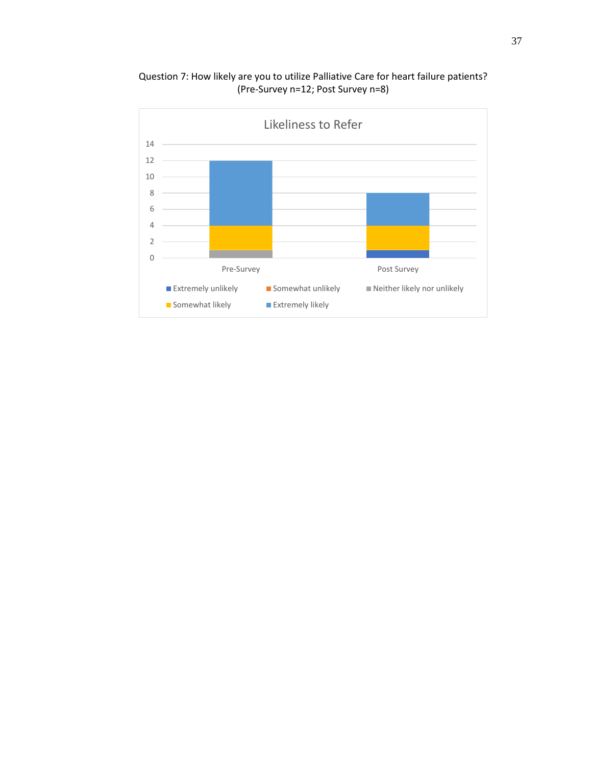Question 7: How likely are you to utilize Palliative Care for heart failure patients? (Pre-Survey n=12; Post Survey n=8)

Likeliness to Refer

14
12
10
8
6
4
2
0

Pre-Survey
Post Survey

Extremely unlikely
Somewhat unlikely
Neither likely nor unlikely
Somewhat likely
Extremely likely